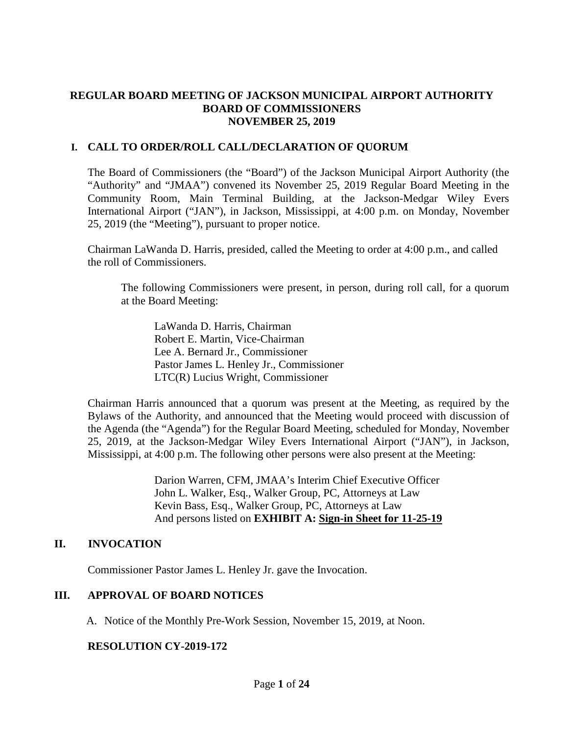# REGULAR BOARD MEETING OF JACKSON MUNICIPAL AIRPORT AUTHORITY BOARD OF COMMISSIONERS NOVEMBER 25, 2019

## I. CALL TO ORDER/ROLL CALL/DECLARATION OF QUORUM

The Board of Commissioners (the "Board") of the Jackson Municipal Airport Authority (the "Authority" and "JMAA") convened its November 25, 2019 Regular Board Meeting in the Community Room, Main Terminal Building, at the Jackson-Medgar Wiley Evers International Airport ("JAN"), in Jackson, Mississippi, at 4:00 p.m. on Monday, November 25, 2019 (the "Meeting"), pursuant to proper notice.

Chairman LaWanda D. Harris, presided, called the Meeting to order at 4:00 p.m., and called the roll of Commissioners.

The following Commissioners were present, in person, during roll call, for a quorum at the Board Meeting:

LaWanda D. Harris, Chairman
Robert E. Martin, Vice-Chairman
Lee A. Bernard Jr., Commissioner
Pastor James L. Henley Jr., Commissioner
LTC(R) Lucius Wright, Commissioner

Chairman Harris announced that a quorum was present at the Meeting, as required by the Bylaws of the Authority, and announced that the Meeting would proceed with discussion of the Agenda (the "Agenda") for the Regular Board Meeting, scheduled for Monday, November 25, 2019, at the Jackson-Medgar Wiley Evers International Airport ("JAN"), in Jackson, Mississippi, at 4:00 p.m. The following other persons were also present at the Meeting:

Darion Warren, CFM, JMAA's Interim Chief Executive Officer
John L. Walker, Esq., Walker Group, PC, Attorneys at Law
Kevin Bass, Esq., Walker Group, PC, Attorneys at Law
And persons listed on **EXHIBIT A: Sign-in Sheet for 11-25-19**

## II. INVOCATION

Commissioner Pastor James L. Henley Jr. gave the Invocation.

## III. APPROVAL OF BOARD NOTICES

A. Notice of the Monthly Pre-Work Session, November 15, 2019, at Noon.

**RESOLUTION CY-2019-172**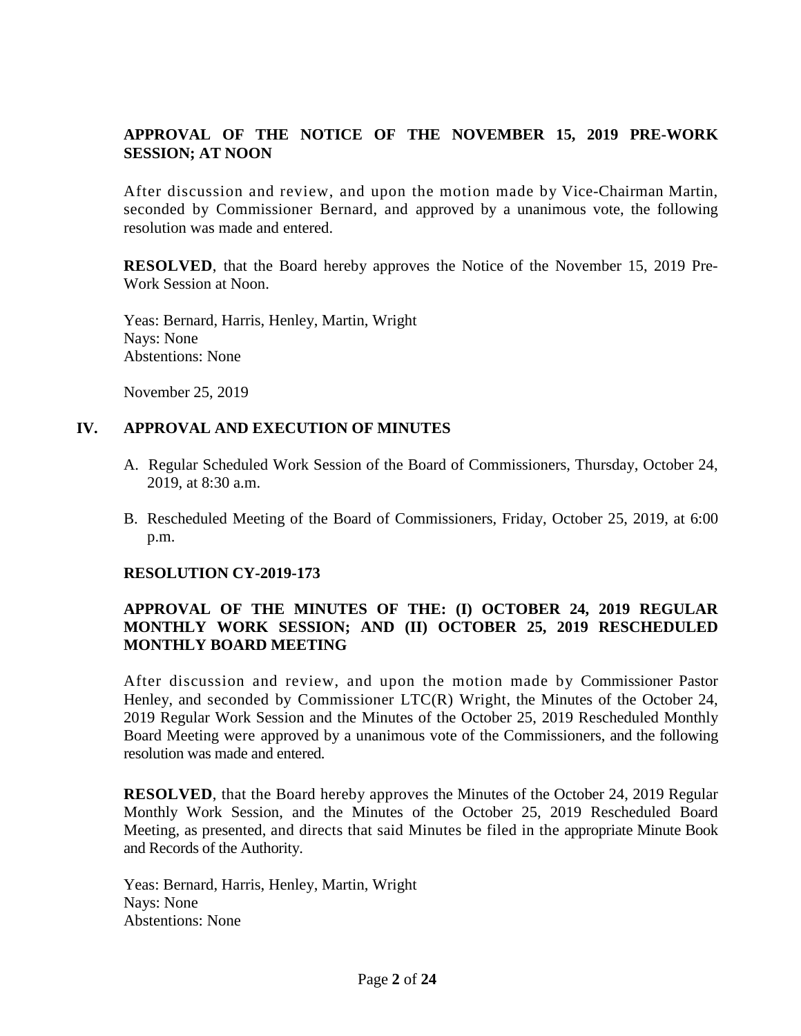**APPROVAL OF THE NOTICE OF THE NOVEMBER 15, 2019 PRE-WORK SESSION; AT NOON**

After discussion and review, and upon the motion made by Vice-Chairman Martin, seconded by Commissioner Bernard, and approved by a unanimous vote, the following resolution was made and entered.

**RESOLVED**, that the Board hereby approves the Notice of the November 15, 2019 Pre-Work Session at Noon.

Yeas: Bernard, Harris, Henley, Martin, Wright
Nays: None
Abstentions: None

November 25, 2019

## IV. APPROVAL AND EXECUTION OF MINUTES

A. Regular Scheduled Work Session of the Board of Commissioners, Thursday, October 24, 2019, at 8:30 a.m.

B. Rescheduled Meeting of the Board of Commissioners, Friday, October 25, 2019, at 6:00 p.m.

**RESOLUTION CY-2019-173**

**APPROVAL OF THE MINUTES OF THE: (I) OCTOBER 24, 2019 REGULAR MONTHLY WORK SESSION; AND (II) OCTOBER 25, 2019 RESCHEDULED MONTHLY BOARD MEETING**

After discussion and review, and upon the motion made by Commissioner Pastor Henley, and seconded by Commissioner LTC(R) Wright, the Minutes of the October 24, 2019 Regular Work Session and the Minutes of the October 25, 2019 Rescheduled Monthly Board Meeting were approved by a unanimous vote of the Commissioners, and the following resolution was made and entered.

**RESOLVED**, that the Board hereby approves the Minutes of the October 24, 2019 Regular Monthly Work Session, and the Minutes of the October 25, 2019 Rescheduled Board Meeting, as presented, and directs that said Minutes be filed in the appropriate Minute Book and Records of the Authority.

Yeas: Bernard, Harris, Henley, Martin, Wright
Nays: None
Abstentions: None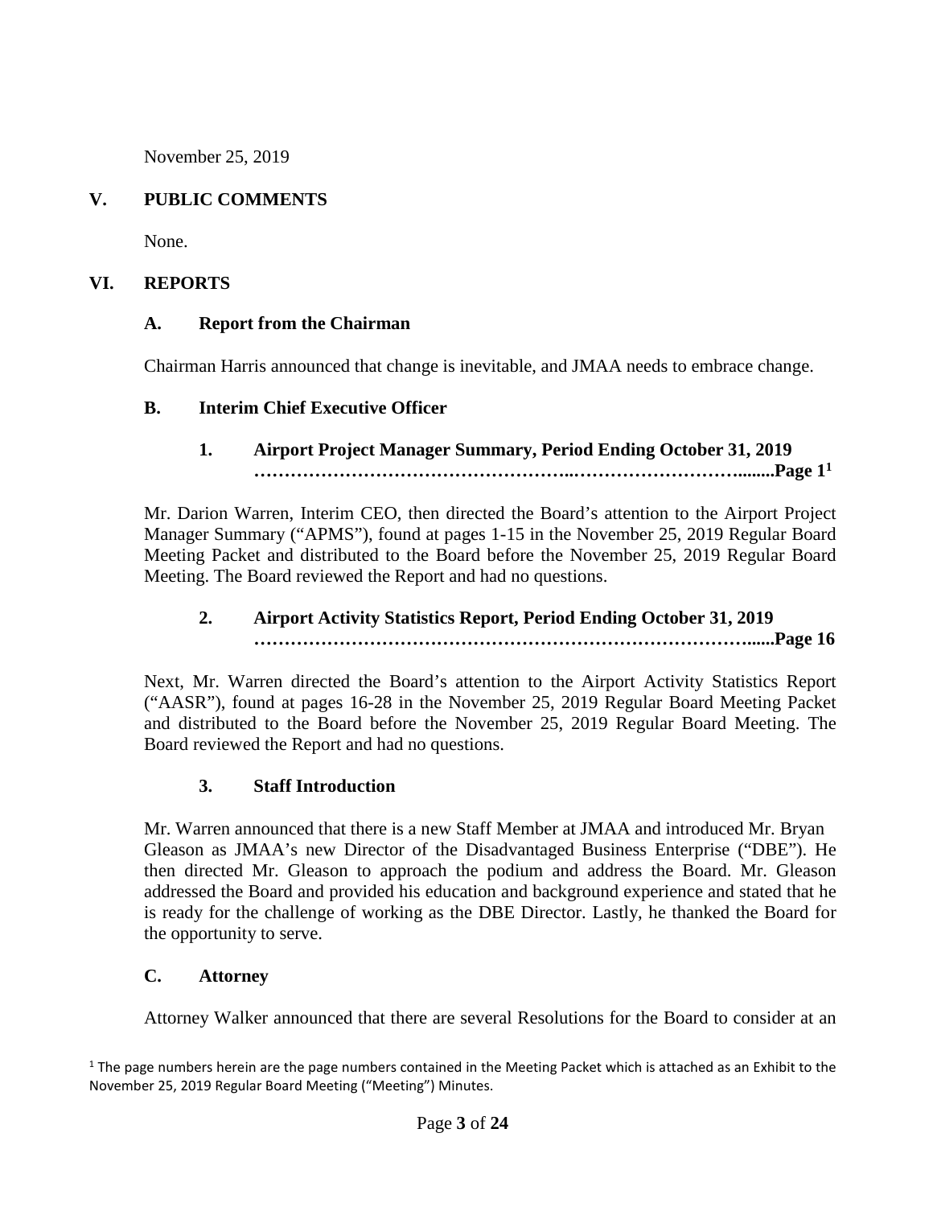November 25, 2019

## V. PUBLIC COMMENTS

None.

## VI. REPORTS

### A. Report from the Chairman

Chairman Harris announced that change is inevitable, and JMAA needs to embrace change.

### B. Interim Chief Executive Officer

#### 1. Airport Project Manager Summary, Period Ending October 31, 2019 ……………………………………………..………………………........Page 1[1]

Mr. Darion Warren, Interim CEO, then directed the Board's attention to the Airport Project Manager Summary ("APMS"), found at pages 1-15 in the November 25, 2019 Regular Board Meeting Packet and distributed to the Board before the November 25, 2019 Regular Board Meeting. The Board reviewed the Report and had no questions.

#### 2. Airport Activity Statistics Report, Period Ending October 31, 2019 …………………………………………………………………………......Page 16

Next, Mr. Warren directed the Board's attention to the Airport Activity Statistics Report ("AASR"), found at pages 16-28 in the November 25, 2019 Regular Board Meeting Packet and distributed to the Board before the November 25, 2019 Regular Board Meeting. The Board reviewed the Report and had no questions.

#### 3. Staff Introduction

Mr. Warren announced that there is a new Staff Member at JMAA and introduced Mr. Bryan Gleason as JMAA's new Director of the Disadvantaged Business Enterprise ("DBE"). He then directed Mr. Gleason to approach the podium and address the Board. Mr. Gleason addressed the Board and provided his education and background experience and stated that he is ready for the challenge of working as the DBE Director. Lastly, he thanked the Board for the opportunity to serve.

### C. Attorney

Attorney Walker announced that there are several Resolutions for the Board to consider at an

[1] The page numbers herein are the page numbers contained in the Meeting Packet which is attached as an Exhibit to the November 25, 2019 Regular Board Meeting ("Meeting") Minutes.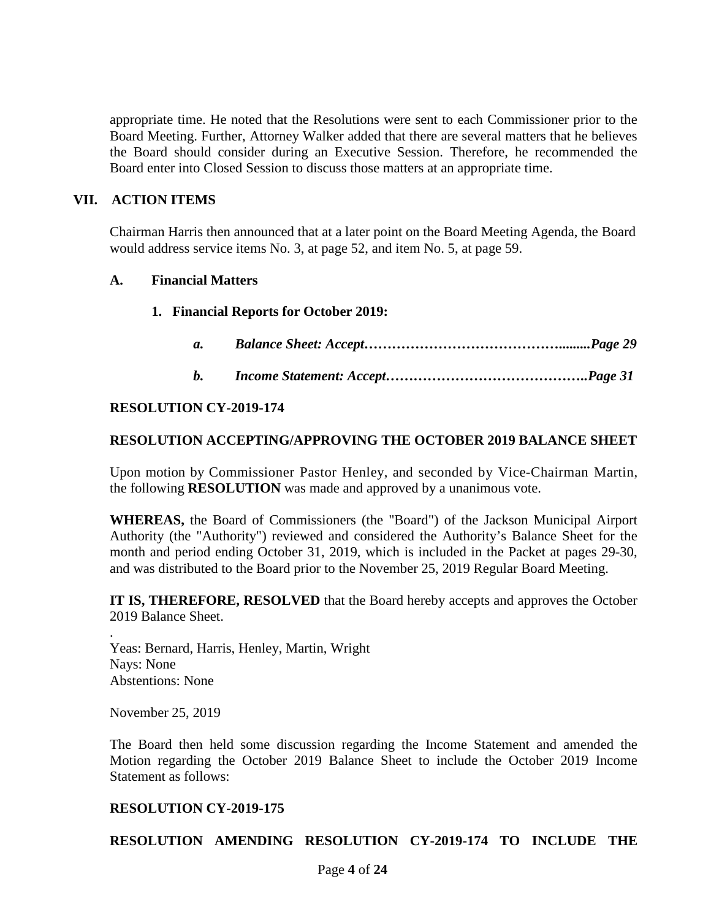appropriate time. He noted that the Resolutions were sent to each Commissioner prior to the Board Meeting. Further, Attorney Walker added that there are several matters that he believes the Board should consider during an Executive Session. Therefore, he recommended the Board enter into Closed Session to discuss those matters at an appropriate time.

## VII. ACTION ITEMS

Chairman Harris then announced that at a later point on the Board Meeting Agenda, the Board would address service items No. 3, at page 52, and item No. 5, at page 59.

### A. Financial Matters

**1. Financial Reports for October 2019:**

- ***a. Balance Sheet: Accept……………………………………........Page 29***
- ***b. Income Statement: Accept…………………………………….Page 31***

**RESOLUTION CY-2019-174**

**RESOLUTION ACCEPTING/APPROVING THE OCTOBER 2019 BALANCE SHEET**

Upon motion by Commissioner Pastor Henley, and seconded by Vice-Chairman Martin, the following **RESOLUTION** was made and approved by a unanimous vote.

**WHEREAS,** the Board of Commissioners (the "Board") of the Jackson Municipal Airport Authority (the "Authority") reviewed and considered the Authority's Balance Sheet for the month and period ending October 31, 2019, which is included in the Packet at pages 29-30, and was distributed to the Board prior to the November 25, 2019 Regular Board Meeting.

**IT IS, THEREFORE, RESOLVED** that the Board hereby accepts and approves the October 2019 Balance Sheet.

.
Yeas: Bernard, Harris, Henley, Martin, Wright
Nays: None
Abstentions: None

November 25, 2019

The Board then held some discussion regarding the Income Statement and amended the Motion regarding the October 2019 Balance Sheet to include the October 2019 Income Statement as follows:

**RESOLUTION CY-2019-175**

**RESOLUTION AMENDING RESOLUTION CY-2019-174 TO INCLUDE THE**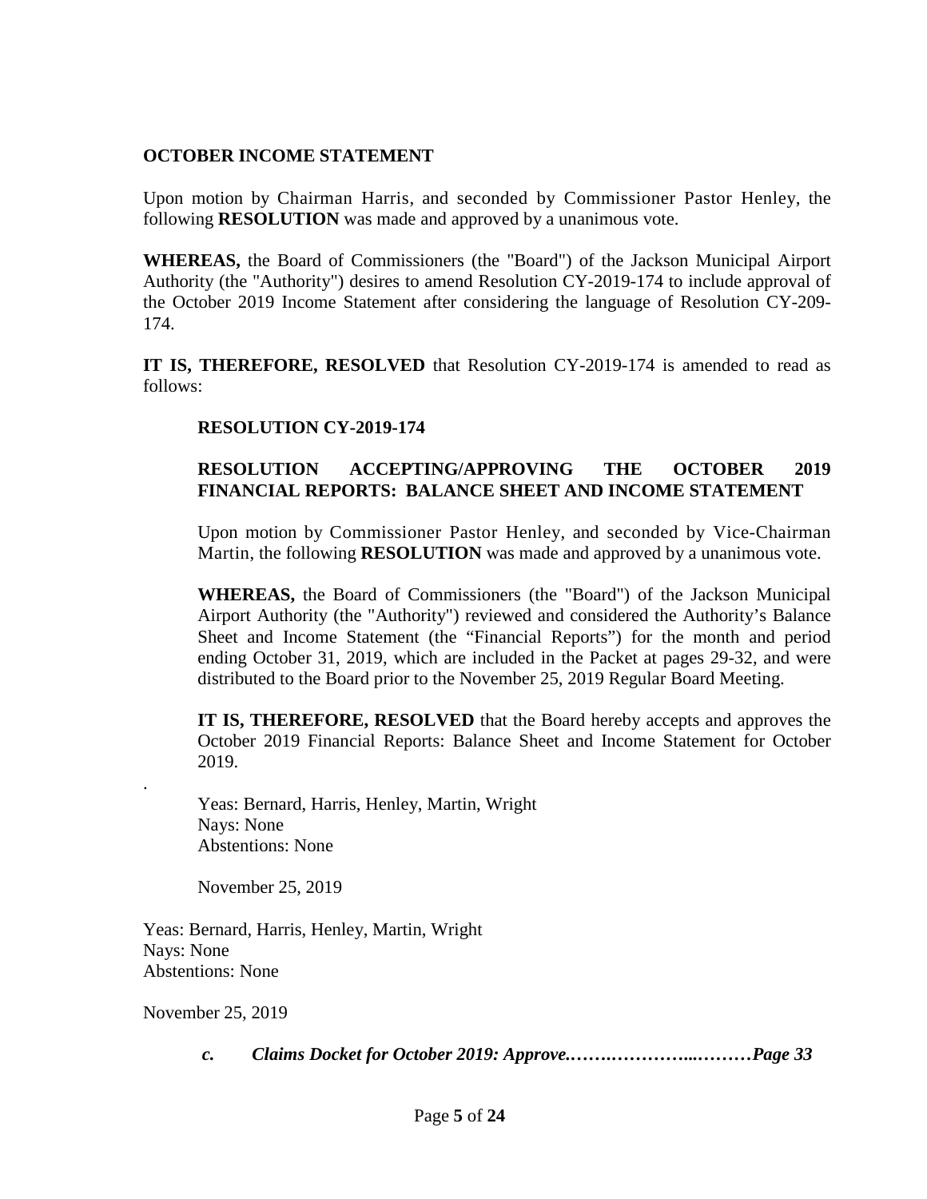**OCTOBER INCOME STATEMENT**

Upon motion by Chairman Harris, and seconded by Commissioner Pastor Henley, the following **RESOLUTION** was made and approved by a unanimous vote.

**WHEREAS,** the Board of Commissioners (the "Board") of the Jackson Municipal Airport Authority (the "Authority") desires to amend Resolution CY-2019-174 to include approval of the October 2019 Income Statement after considering the language of Resolution CY-209-174.

**IT IS, THEREFORE, RESOLVED** that Resolution CY-2019-174 is amended to read as follows:

> **RESOLUTION CY-2019-174**
>
> **RESOLUTION ACCEPTING/APPROVING THE OCTOBER 2019 FINANCIAL REPORTS: BALANCE SHEET AND INCOME STATEMENT**
>
> Upon motion by Commissioner Pastor Henley, and seconded by Vice-Chairman Martin, the following **RESOLUTION** was made and approved by a unanimous vote.
>
> **WHEREAS,** the Board of Commissioners (the "Board") of the Jackson Municipal Airport Authority (the "Authority") reviewed and considered the Authority's Balance Sheet and Income Statement (the "Financial Reports") for the month and period ending October 31, 2019, which are included in the Packet at pages 29-32, and were distributed to the Board prior to the November 25, 2019 Regular Board Meeting.
>
> **IT IS, THEREFORE, RESOLVED** that the Board hereby accepts and approves the October 2019 Financial Reports: Balance Sheet and Income Statement for October 2019.
>
> .
>
> Yeas: Bernard, Harris, Henley, Martin, Wright
> Nays: None
> Abstentions: None
>
> November 25, 2019

Yeas: Bernard, Harris, Henley, Martin, Wright
Nays: None
Abstentions: None

November 25, 2019

***c. Claims Docket for October 2019: Approve.…….…………..………Page 33***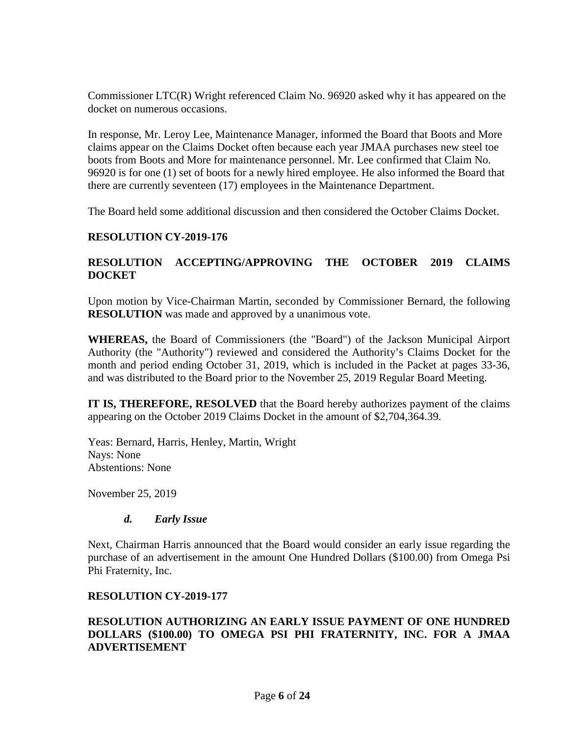Commissioner LTC(R) Wright referenced Claim No. 96920 asked why it has appeared on the docket on numerous occasions.

In response, Mr. Leroy Lee, Maintenance Manager, informed the Board that Boots and More claims appear on the Claims Docket often because each year JMAA purchases new steel toe boots from Boots and More for maintenance personnel. Mr. Lee confirmed that Claim No. 96920 is for one (1) set of boots for a newly hired employee. He also informed the Board that there are currently seventeen (17) employees in the Maintenance Department.

The Board held some additional discussion and then considered the October Claims Docket.

**RESOLUTION CY-2019-176**

**RESOLUTION ACCEPTING/APPROVING THE OCTOBER 2019 CLAIMS DOCKET**

Upon motion by Vice-Chairman Martin, seconded by Commissioner Bernard, the following **RESOLUTION** was made and approved by a unanimous vote.

**WHEREAS,** the Board of Commissioners (the "Board") of the Jackson Municipal Airport Authority (the "Authority") reviewed and considered the Authority's Claims Docket for the month and period ending October 31, 2019, which is included in the Packet at pages 33-36, and was distributed to the Board prior to the November 25, 2019 Regular Board Meeting.

**IT IS, THEREFORE, RESOLVED** that the Board hereby authorizes payment of the claims appearing on the October 2019 Claims Docket in the amount of $2,704,364.39.

Yeas: Bernard, Harris, Henley, Martin, Wright
Nays: None
Abstentions: None

November 25, 2019

***d. Early Issue***

Next, Chairman Harris announced that the Board would consider an early issue regarding the purchase of an advertisement in the amount One Hundred Dollars ($100.00) from Omega Psi Phi Fraternity, Inc.

**RESOLUTION CY-2019-177**

**RESOLUTION AUTHORIZING AN EARLY ISSUE PAYMENT OF ONE HUNDRED DOLLARS ($100.00) TO OMEGA PSI PHI FRATERNITY, INC. FOR A JMAA ADVERTISEMENT**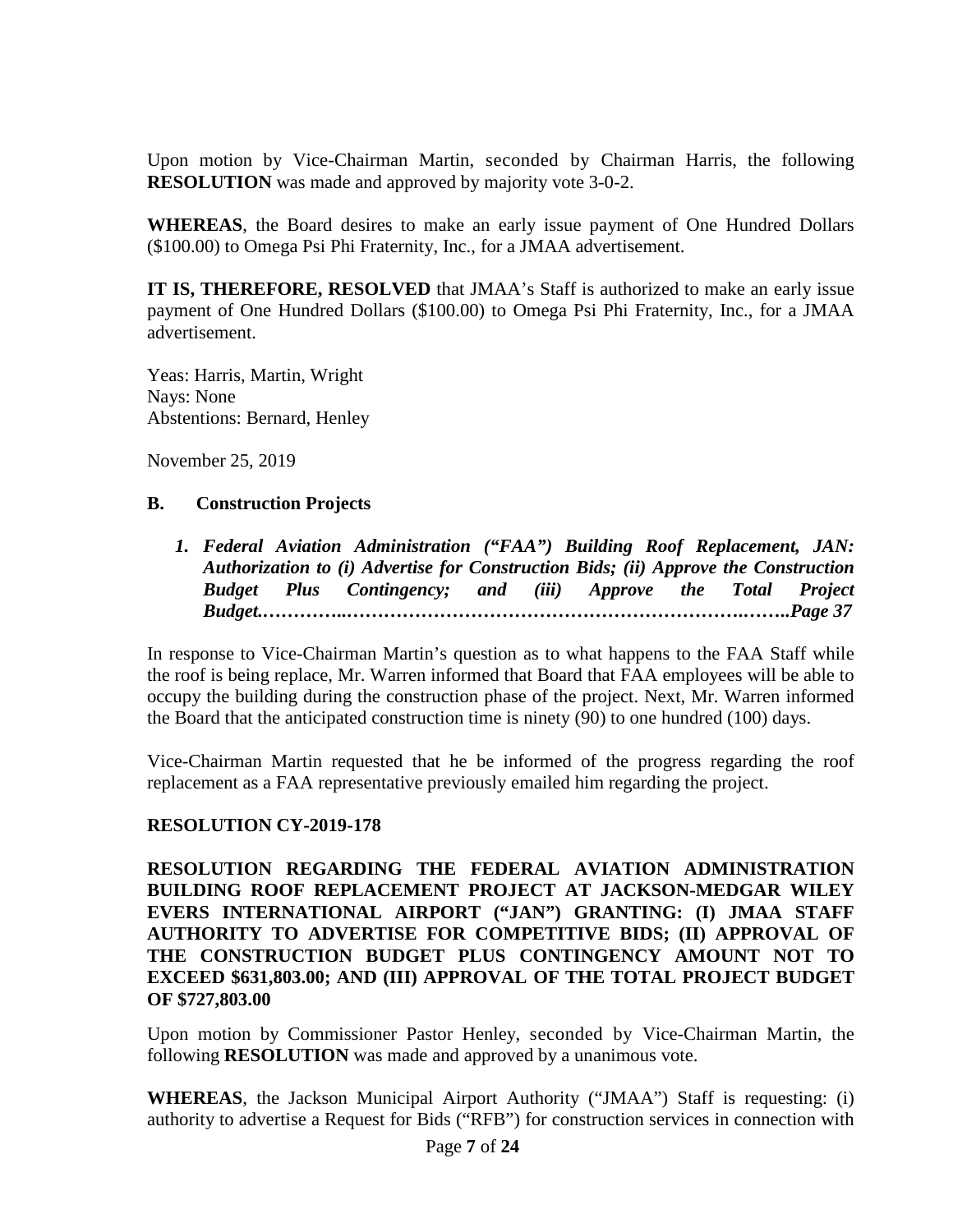Upon motion by Vice-Chairman Martin, seconded by Chairman Harris, the following **RESOLUTION** was made and approved by majority vote 3-0-2.

**WHEREAS**, the Board desires to make an early issue payment of One Hundred Dollars ($100.00) to Omega Psi Phi Fraternity, Inc., for a JMAA advertisement.

**IT IS, THEREFORE, RESOLVED** that JMAA's Staff is authorized to make an early issue payment of One Hundred Dollars ($100.00) to Omega Psi Phi Fraternity, Inc., for a JMAA advertisement.

Yeas: Harris, Martin, Wright
Nays: None
Abstentions: Bernard, Henley

November 25, 2019

### B. Construction Projects

1. ***Federal Aviation Administration ("FAA") Building Roof Replacement, JAN: Authorization to (i) Advertise for Construction Bids; (ii) Approve the Construction Budget Plus Contingency; and (iii) Approve the Total Project Budget.…………..……………………………………………………….……..Page 37***

In response to Vice-Chairman Martin's question as to what happens to the FAA Staff while the roof is being replace, Mr. Warren informed that Board that FAA employees will be able to occupy the building during the construction phase of the project. Next, Mr. Warren informed the Board that the anticipated construction time is ninety (90) to one hundred (100) days.

Vice-Chairman Martin requested that he be informed of the progress regarding the roof replacement as a FAA representative previously emailed him regarding the project.

**RESOLUTION CY-2019-178**

**RESOLUTION REGARDING THE FEDERAL AVIATION ADMINISTRATION BUILDING ROOF REPLACEMENT PROJECT AT JACKSON-MEDGAR WILEY EVERS INTERNATIONAL AIRPORT ("JAN") GRANTING: (I) JMAA STAFF AUTHORITY TO ADVERTISE FOR COMPETITIVE BIDS; (II) APPROVAL OF THE CONSTRUCTION BUDGET PLUS CONTINGENCY AMOUNT NOT TO EXCEED $631,803.00; AND (III) APPROVAL OF THE TOTAL PROJECT BUDGET OF $727,803.00**

Upon motion by Commissioner Pastor Henley, seconded by Vice-Chairman Martin, the following **RESOLUTION** was made and approved by a unanimous vote.

**WHEREAS**, the Jackson Municipal Airport Authority ("JMAA") Staff is requesting: (i) authority to advertise a Request for Bids ("RFB") for construction services in connection with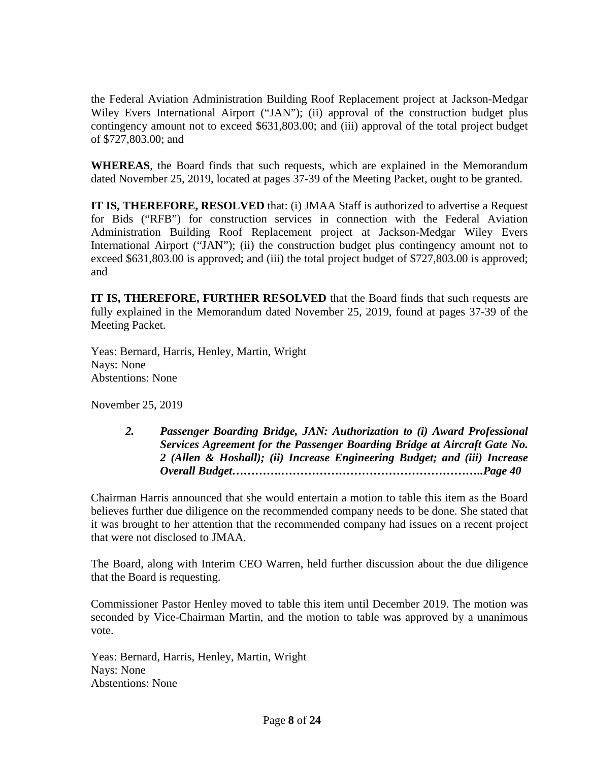the Federal Aviation Administration Building Roof Replacement project at Jackson-Medgar Wiley Evers International Airport ("JAN"); (ii) approval of the construction budget plus contingency amount not to exceed $631,803.00; and (iii) approval of the total project budget of $727,803.00; and

**WHEREAS**, the Board finds that such requests, which are explained in the Memorandum dated November 25, 2019, located at pages 37-39 of the Meeting Packet, ought to be granted.

**IT IS, THEREFORE, RESOLVED** that: (i) JMAA Staff is authorized to advertise a Request for Bids ("RFB") for construction services in connection with the Federal Aviation Administration Building Roof Replacement project at Jackson-Medgar Wiley Evers International Airport ("JAN"); (ii) the construction budget plus contingency amount not to exceed $631,803.00 is approved; and (iii) the total project budget of $727,803.00 is approved; and

**IT IS, THEREFORE, FURTHER RESOLVED** that the Board finds that such requests are fully explained in the Memorandum dated November 25, 2019, found at pages 37-39 of the Meeting Packet.

Yeas: Bernard, Harris, Henley, Martin, Wright
Nays: None
Abstentions: None

November 25, 2019

> ***2. Passenger Boarding Bridge, JAN: Authorization to (i) Award Professional Services Agreement for the Passenger Boarding Bridge at Aircraft Gate No. 2 (Allen & Hoshall); (ii) Increase Engineering Budget; and (iii) Increase Overall Budget…………………………………………………………..Page 40***

Chairman Harris announced that she would entertain a motion to table this item as the Board believes further due diligence on the recommended company needs to be done. She stated that it was brought to her attention that the recommended company had issues on a recent project that were not disclosed to JMAA.

The Board, along with Interim CEO Warren, held further discussion about the due diligence that the Board is requesting.

Commissioner Pastor Henley moved to table this item until December 2019. The motion was seconded by Vice-Chairman Martin, and the motion to table was approved by a unanimous vote.

Yeas: Bernard, Harris, Henley, Martin, Wright
Nays: None
Abstentions: None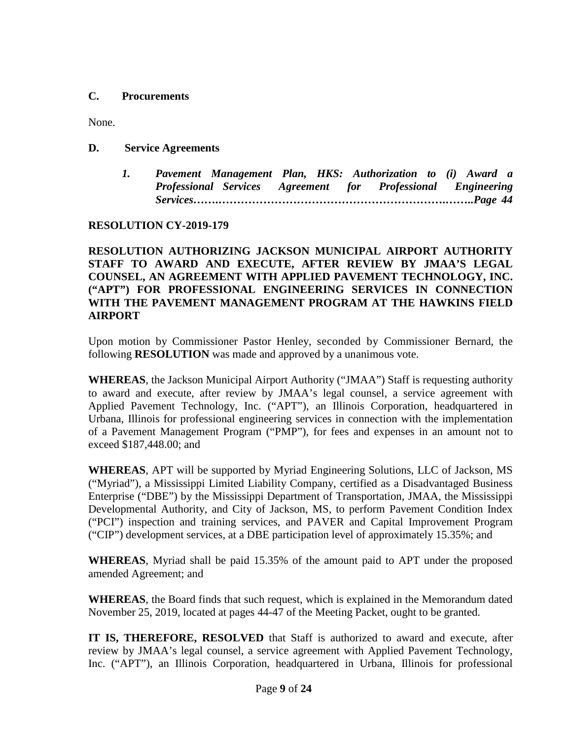**C. Procurements**

None.

**D. Service Agreements**

1. ***Pavement Management Plan, HKS: Authorization to (i) Award a Professional Services Agreement for Professional Engineering Services………………………………………………………….……..Page 44***

**RESOLUTION CY-2019-179**

**RESOLUTION AUTHORIZING JACKSON MUNICIPAL AIRPORT AUTHORITY STAFF TO AWARD AND EXECUTE, AFTER REVIEW BY JMAA'S LEGAL COUNSEL, AN AGREEMENT WITH APPLIED PAVEMENT TECHNOLOGY, INC. ("APT") FOR PROFESSIONAL ENGINEERING SERVICES IN CONNECTION WITH THE PAVEMENT MANAGEMENT PROGRAM AT THE HAWKINS FIELD AIRPORT**

Upon motion by Commissioner Pastor Henley, seconded by Commissioner Bernard, the following **RESOLUTION** was made and approved by a unanimous vote.

**WHEREAS**, the Jackson Municipal Airport Authority ("JMAA") Staff is requesting authority to award and execute, after review by JMAA's legal counsel, a service agreement with Applied Pavement Technology, Inc. ("APT"), an Illinois Corporation, headquartered in Urbana, Illinois for professional engineering services in connection with the implementation of a Pavement Management Program ("PMP"), for fees and expenses in an amount not to exceed $187,448.00; and

**WHEREAS**, APT will be supported by Myriad Engineering Solutions, LLC of Jackson, MS ("Myriad"), a Mississippi Limited Liability Company, certified as a Disadvantaged Business Enterprise ("DBE") by the Mississippi Department of Transportation, JMAA, the Mississippi Developmental Authority, and City of Jackson, MS, to perform Pavement Condition Index ("PCI") inspection and training services, and PAVER and Capital Improvement Program ("CIP") development services, at a DBE participation level of approximately 15.35%; and

**WHEREAS**, Myriad shall be paid 15.35% of the amount paid to APT under the proposed amended Agreement; and

**WHEREAS**, the Board finds that such request, which is explained in the Memorandum dated November 25, 2019, located at pages 44-47 of the Meeting Packet, ought to be granted.

**IT IS, THEREFORE, RESOLVED** that Staff is authorized to award and execute, after review by JMAA's legal counsel, a service agreement with Applied Pavement Technology, Inc. ("APT"), an Illinois Corporation, headquartered in Urbana, Illinois for professional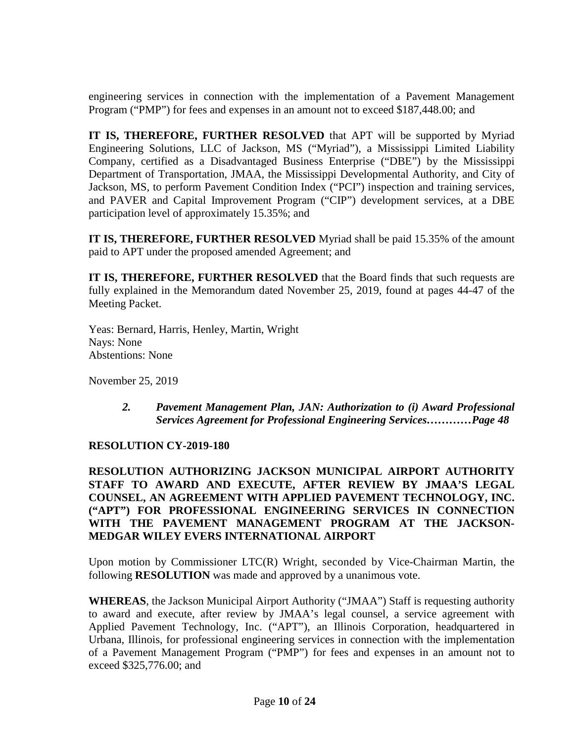engineering services in connection with the implementation of a Pavement Management Program ("PMP") for fees and expenses in an amount not to exceed $187,448.00; and

**IT IS, THEREFORE, FURTHER RESOLVED** that APT will be supported by Myriad Engineering Solutions, LLC of Jackson, MS ("Myriad"), a Mississippi Limited Liability Company, certified as a Disadvantaged Business Enterprise ("DBE") by the Mississippi Department of Transportation, JMAA, the Mississippi Developmental Authority, and City of Jackson, MS, to perform Pavement Condition Index ("PCI") inspection and training services, and PAVER and Capital Improvement Program ("CIP") development services, at a DBE participation level of approximately 15.35%; and

**IT IS, THEREFORE, FURTHER RESOLVED** Myriad shall be paid 15.35% of the amount paid to APT under the proposed amended Agreement; and

**IT IS, THEREFORE, FURTHER RESOLVED** that the Board finds that such requests are fully explained in the Memorandum dated November 25, 2019, found at pages 44-47 of the Meeting Packet.

Yeas: Bernard, Harris, Henley, Martin, Wright
Nays: None
Abstentions: None

November 25, 2019

*2.* ***Pavement Management Plan, JAN: Authorization to (i) Award Professional Services Agreement for Professional Engineering Services…………Page 48***

**RESOLUTION CY-2019-180**

**RESOLUTION AUTHORIZING JACKSON MUNICIPAL AIRPORT AUTHORITY STAFF TO AWARD AND EXECUTE, AFTER REVIEW BY JMAA'S LEGAL COUNSEL, AN AGREEMENT WITH APPLIED PAVEMENT TECHNOLOGY, INC. ("APT") FOR PROFESSIONAL ENGINEERING SERVICES IN CONNECTION WITH THE PAVEMENT MANAGEMENT PROGRAM AT THE JACKSON-MEDGAR WILEY EVERS INTERNATIONAL AIRPORT**

Upon motion by Commissioner LTC(R) Wright, seconded by Vice-Chairman Martin, the following **RESOLUTION** was made and approved by a unanimous vote.

**WHEREAS**, the Jackson Municipal Airport Authority ("JMAA") Staff is requesting authority to award and execute, after review by JMAA's legal counsel, a service agreement with Applied Pavement Technology, Inc. ("APT"), an Illinois Corporation, headquartered in Urbana, Illinois, for professional engineering services in connection with the implementation of a Pavement Management Program ("PMP") for fees and expenses in an amount not to exceed $325,776.00; and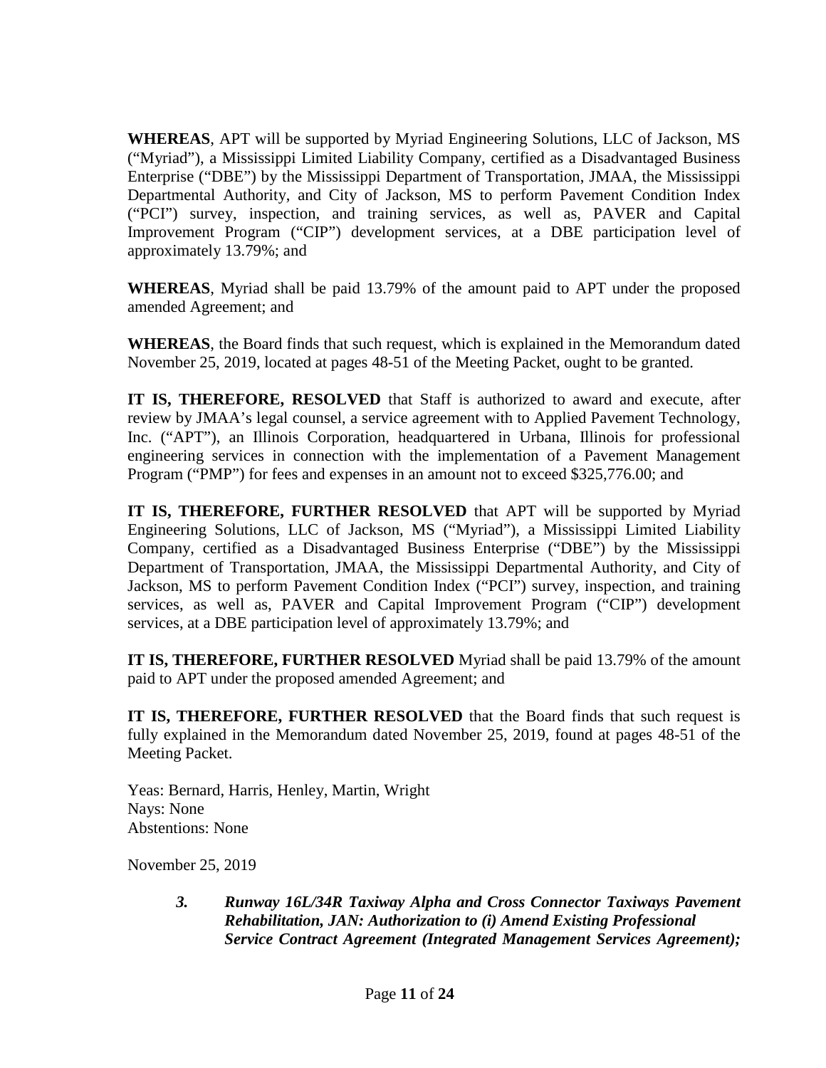**WHEREAS**, APT will be supported by Myriad Engineering Solutions, LLC of Jackson, MS ("Myriad"), a Mississippi Limited Liability Company, certified as a Disadvantaged Business Enterprise ("DBE") by the Mississippi Department of Transportation, JMAA, the Mississippi Departmental Authority, and City of Jackson, MS to perform Pavement Condition Index ("PCI") survey, inspection, and training services, as well as, PAVER and Capital Improvement Program ("CIP") development services, at a DBE participation level of approximately 13.79%; and

**WHEREAS**, Myriad shall be paid 13.79% of the amount paid to APT under the proposed amended Agreement; and

**WHEREAS**, the Board finds that such request, which is explained in the Memorandum dated November 25, 2019, located at pages 48-51 of the Meeting Packet, ought to be granted.

**IT IS, THEREFORE, RESOLVED** that Staff is authorized to award and execute, after review by JMAA's legal counsel, a service agreement with to Applied Pavement Technology, Inc. ("APT"), an Illinois Corporation, headquartered in Urbana, Illinois for professional engineering services in connection with the implementation of a Pavement Management Program ("PMP") for fees and expenses in an amount not to exceed $325,776.00; and

**IT IS, THEREFORE, FURTHER RESOLVED** that APT will be supported by Myriad Engineering Solutions, LLC of Jackson, MS ("Myriad"), a Mississippi Limited Liability Company, certified as a Disadvantaged Business Enterprise ("DBE") by the Mississippi Department of Transportation, JMAA, the Mississippi Departmental Authority, and City of Jackson, MS to perform Pavement Condition Index ("PCI") survey, inspection, and training services, as well as, PAVER and Capital Improvement Program ("CIP") development services, at a DBE participation level of approximately 13.79%; and

**IT IS, THEREFORE, FURTHER RESOLVED** Myriad shall be paid 13.79% of the amount paid to APT under the proposed amended Agreement; and

**IT IS, THEREFORE, FURTHER RESOLVED** that the Board finds that such request is fully explained in the Memorandum dated November 25, 2019, found at pages 48-51 of the Meeting Packet.

Yeas: Bernard, Harris, Henley, Martin, Wright
Nays: None
Abstentions: None

November 25, 2019

> ***3. Runway 16L/34R Taxiway Alpha and Cross Connector Taxiways Pavement Rehabilitation, JAN: Authorization to (i) Amend Existing Professional Service Contract Agreement (Integrated Management Services Agreement);***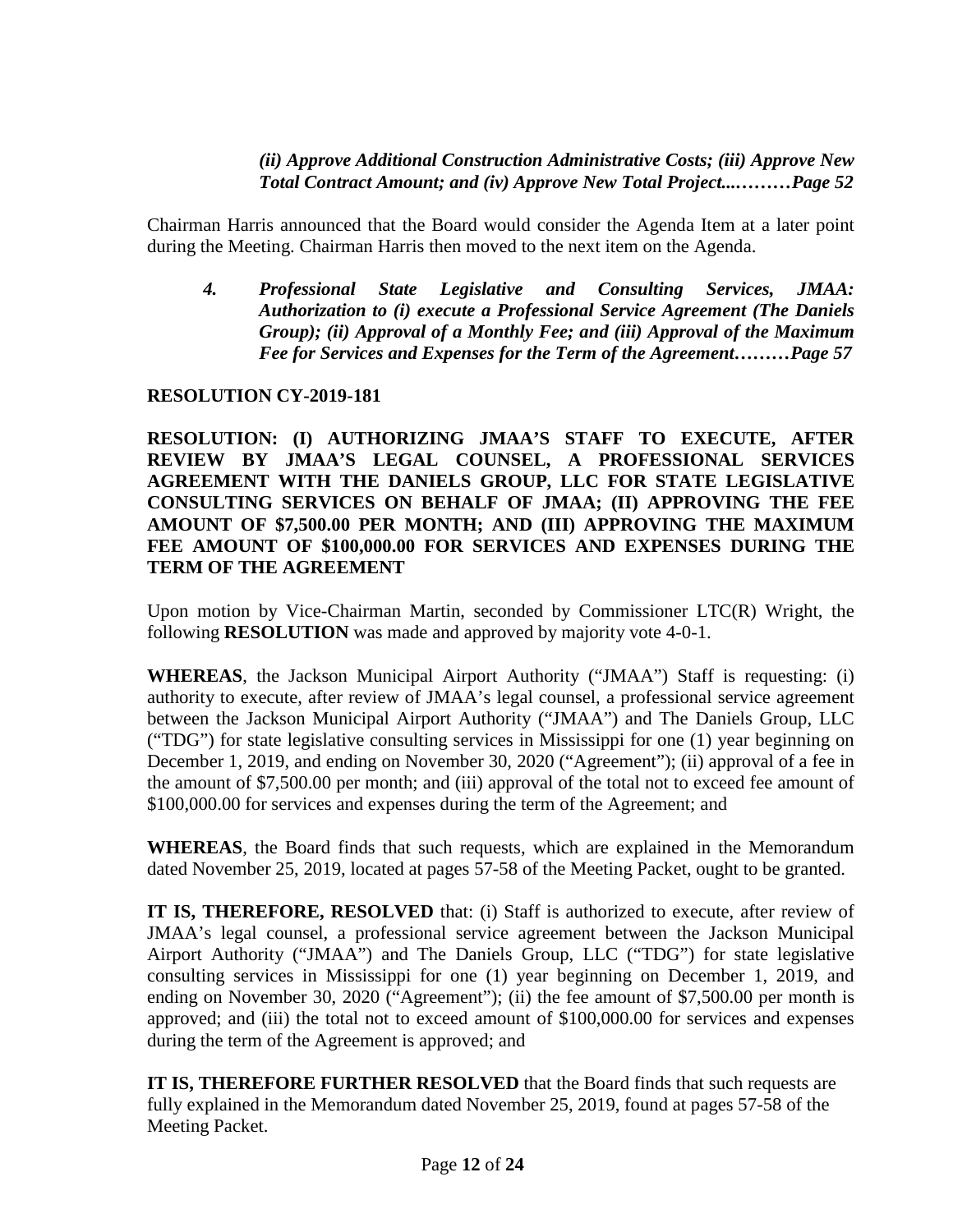*(ii) Approve Additional Construction Administrative Costs; (iii) Approve New Total Contract Amount; and (iv) Approve New Total Project....……Page 52*

Chairman Harris announced that the Board would consider the Agenda Item at a later point during the Meeting. Chairman Harris then moved to the next item on the Agenda.

***4. Professional State Legislative and Consulting Services, JMAA: Authorization to (i) execute a Professional Service Agreement (The Daniels Group); (ii) Approval of a Monthly Fee; and (iii) Approval of the Maximum Fee for Services and Expenses for the Term of the Agreement………Page 57***

**RESOLUTION CY-2019-181**

**RESOLUTION: (I) AUTHORIZING JMAA'S STAFF TO EXECUTE, AFTER REVIEW BY JMAA'S LEGAL COUNSEL, A PROFESSIONAL SERVICES AGREEMENT WITH THE DANIELS GROUP, LLC FOR STATE LEGISLATIVE CONSULTING SERVICES ON BEHALF OF JMAA; (II) APPROVING THE FEE AMOUNT OF $7,500.00 PER MONTH; AND (III) APPROVING THE MAXIMUM FEE AMOUNT OF $100,000.00 FOR SERVICES AND EXPENSES DURING THE TERM OF THE AGREEMENT**

Upon motion by Vice-Chairman Martin, seconded by Commissioner LTC(R) Wright, the following **RESOLUTION** was made and approved by majority vote 4-0-1.

**WHEREAS**, the Jackson Municipal Airport Authority ("JMAA") Staff is requesting: (i) authority to execute, after review of JMAA's legal counsel, a professional service agreement between the Jackson Municipal Airport Authority ("JMAA") and The Daniels Group, LLC ("TDG") for state legislative consulting services in Mississippi for one (1) year beginning on December 1, 2019, and ending on November 30, 2020 ("Agreement"); (ii) approval of a fee in the amount of $7,500.00 per month; and (iii) approval of the total not to exceed fee amount of $100,000.00 for services and expenses during the term of the Agreement; and

**WHEREAS**, the Board finds that such requests, which are explained in the Memorandum dated November 25, 2019, located at pages 57-58 of the Meeting Packet, ought to be granted.

**IT IS, THEREFORE, RESOLVED** that: (i) Staff is authorized to execute, after review of JMAA's legal counsel, a professional service agreement between the Jackson Municipal Airport Authority ("JMAA") and The Daniels Group, LLC ("TDG") for state legislative consulting services in Mississippi for one (1) year beginning on December 1, 2019, and ending on November 30, 2020 ("Agreement"); (ii) the fee amount of $7,500.00 per month is approved; and (iii) the total not to exceed amount of $100,000.00 for services and expenses during the term of the Agreement is approved; and

**IT IS, THEREFORE FURTHER RESOLVED** that the Board finds that such requests are fully explained in the Memorandum dated November 25, 2019, found at pages 57-58 of the Meeting Packet.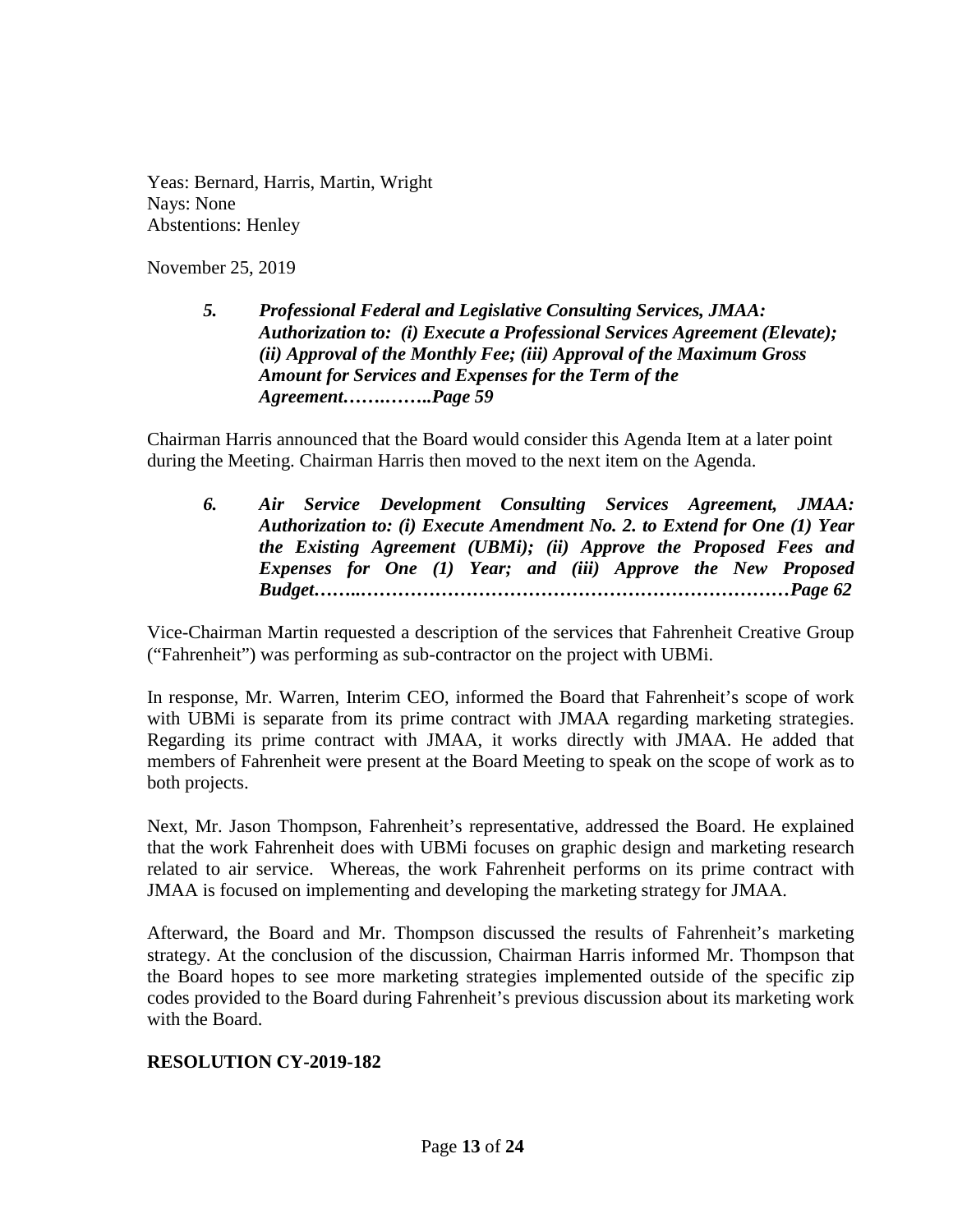Yeas: Bernard, Harris, Martin, Wright
Nays: None
Abstentions: Henley

November 25, 2019

> ***5. Professional Federal and Legislative Consulting Services, JMAA: Authorization to: (i) Execute a Professional Services Agreement (Elevate); (ii) Approval of the Monthly Fee; (iii) Approval of the Maximum Gross Amount for Services and Expenses for the Term of the Agreement…….……..Page 59***

Chairman Harris announced that the Board would consider this Agenda Item at a later point during the Meeting. Chairman Harris then moved to the next item on the Agenda.

> ***6. Air Service Development Consulting Services Agreement, JMAA: Authorization to: (i) Execute Amendment No. 2. to Extend for One (1) Year the Existing Agreement (UBMi); (ii) Approve the Proposed Fees and Expenses for One (1) Year; and (iii) Approve the New Proposed Budget……..…………………………………………………………Page 62***

Vice-Chairman Martin requested a description of the services that Fahrenheit Creative Group ("Fahrenheit") was performing as sub-contractor on the project with UBMi.

In response, Mr. Warren, Interim CEO, informed the Board that Fahrenheit's scope of work with UBMi is separate from its prime contract with JMAA regarding marketing strategies. Regarding its prime contract with JMAA, it works directly with JMAA. He added that members of Fahrenheit were present at the Board Meeting to speak on the scope of work as to both projects.

Next, Mr. Jason Thompson, Fahrenheit's representative, addressed the Board. He explained that the work Fahrenheit does with UBMi focuses on graphic design and marketing research related to air service. Whereas, the work Fahrenheit performs on its prime contract with JMAA is focused on implementing and developing the marketing strategy for JMAA.

Afterward, the Board and Mr. Thompson discussed the results of Fahrenheit's marketing strategy. At the conclusion of the discussion, Chairman Harris informed Mr. Thompson that the Board hopes to see more marketing strategies implemented outside of the specific zip codes provided to the Board during Fahrenheit's previous discussion about its marketing work with the Board.

**RESOLUTION CY-2019-182**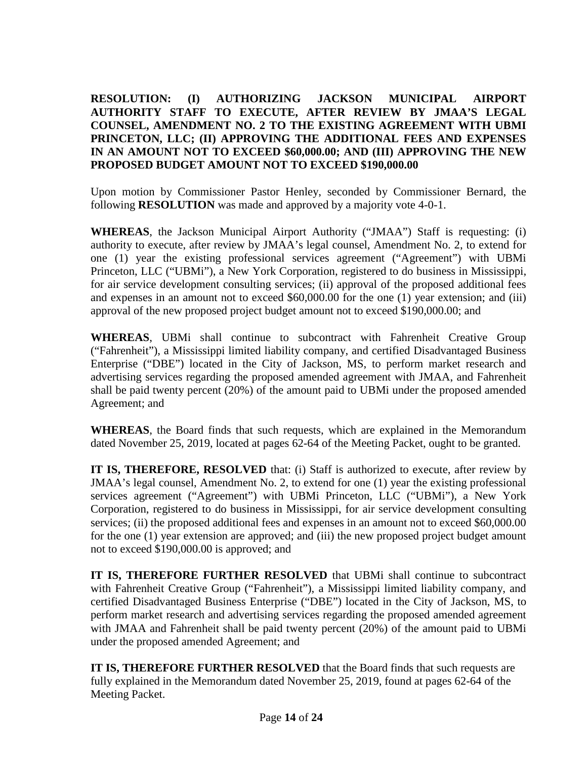**RESOLUTION: (I) AUTHORIZING JACKSON MUNICIPAL AIRPORT AUTHORITY STAFF TO EXECUTE, AFTER REVIEW BY JMAA'S LEGAL COUNSEL, AMENDMENT NO. 2 TO THE EXISTING AGREEMENT WITH UBMI PRINCETON, LLC; (II) APPROVING THE ADDITIONAL FEES AND EXPENSES IN AN AMOUNT NOT TO EXCEED $60,000.00; AND (III) APPROVING THE NEW PROPOSED BUDGET AMOUNT NOT TO EXCEED $190,000.00**

Upon motion by Commissioner Pastor Henley, seconded by Commissioner Bernard, the following **RESOLUTION** was made and approved by a majority vote 4-0-1.

**WHEREAS**, the Jackson Municipal Airport Authority ("JMAA") Staff is requesting: (i) authority to execute, after review by JMAA's legal counsel, Amendment No. 2, to extend for one (1) year the existing professional services agreement ("Agreement") with UBMi Princeton, LLC ("UBMi"), a New York Corporation, registered to do business in Mississippi, for air service development consulting services; (ii) approval of the proposed additional fees and expenses in an amount not to exceed $60,000.00 for the one (1) year extension; and (iii) approval of the new proposed project budget amount not to exceed $190,000.00; and

**WHEREAS**, UBMi shall continue to subcontract with Fahrenheit Creative Group ("Fahrenheit"), a Mississippi limited liability company, and certified Disadvantaged Business Enterprise ("DBE") located in the City of Jackson, MS, to perform market research and advertising services regarding the proposed amended agreement with JMAA, and Fahrenheit shall be paid twenty percent (20%) of the amount paid to UBMi under the proposed amended Agreement; and

**WHEREAS**, the Board finds that such requests, which are explained in the Memorandum dated November 25, 2019, located at pages 62-64 of the Meeting Packet, ought to be granted.

**IT IS, THEREFORE, RESOLVED** that: (i) Staff is authorized to execute, after review by JMAA's legal counsel, Amendment No. 2, to extend for one (1) year the existing professional services agreement ("Agreement") with UBMi Princeton, LLC ("UBMi"), a New York Corporation, registered to do business in Mississippi, for air service development consulting services; (ii) the proposed additional fees and expenses in an amount not to exceed $60,000.00 for the one (1) year extension are approved; and (iii) the new proposed project budget amount not to exceed $190,000.00 is approved; and

**IT IS, THEREFORE FURTHER RESOLVED** that UBMi shall continue to subcontract with Fahrenheit Creative Group ("Fahrenheit"), a Mississippi limited liability company, and certified Disadvantaged Business Enterprise ("DBE") located in the City of Jackson, MS, to perform market research and advertising services regarding the proposed amended agreement with JMAA and Fahrenheit shall be paid twenty percent (20%) of the amount paid to UBMi under the proposed amended Agreement; and

**IT IS, THEREFORE FURTHER RESOLVED** that the Board finds that such requests are fully explained in the Memorandum dated November 25, 2019, found at pages 62-64 of the Meeting Packet.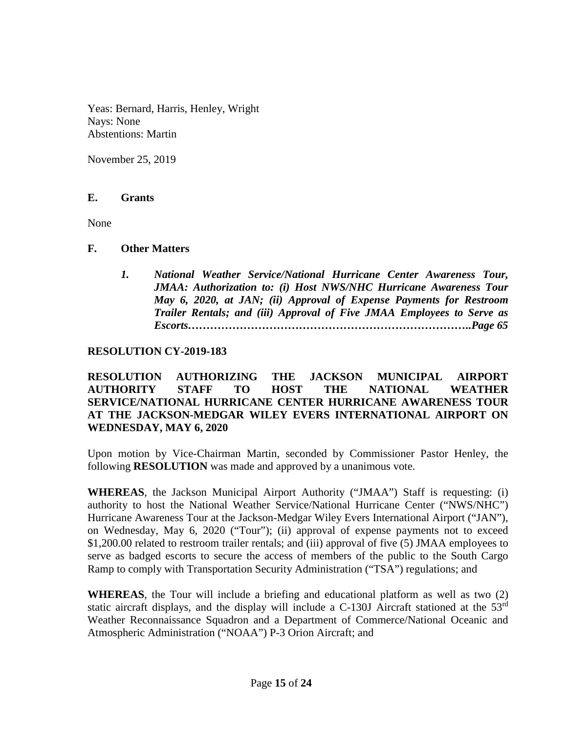Yeas: Bernard, Harris, Henley, Wright
Nays: None
Abstentions: Martin

November 25, 2019

### E. Grants

None

### F. Other Matters

***1. National Weather Service/National Hurricane Center Awareness Tour, JMAA: Authorization to: (i) Host NWS/NHC Hurricane Awareness Tour May 6, 2020, at JAN; (ii) Approval of Expense Payments for Restroom Trailer Rentals; and (iii) Approval of Five JMAA Employees to Serve as Escorts………………………………………………………………..Page 65***

**RESOLUTION CY-2019-183**

**RESOLUTION AUTHORIZING THE JACKSON MUNICIPAL AIRPORT AUTHORITY STAFF TO HOST THE NATIONAL WEATHER SERVICE/NATIONAL HURRICANE CENTER HURRICANE AWARENESS TOUR AT THE JACKSON-MEDGAR WILEY EVERS INTERNATIONAL AIRPORT ON WEDNESDAY, MAY 6, 2020**

Upon motion by Vice-Chairman Martin, seconded by Commissioner Pastor Henley, the following **RESOLUTION** was made and approved by a unanimous vote.

**WHEREAS**, the Jackson Municipal Airport Authority ("JMAA") Staff is requesting: (i) authority to host the National Weather Service/National Hurricane Center ("NWS/NHC") Hurricane Awareness Tour at the Jackson-Medgar Wiley Evers International Airport ("JAN"), on Wednesday, May 6, 2020 ("Tour"); (ii) approval of expense payments not to exceed $1,200.00 related to restroom trailer rentals; and (iii) approval of five (5) JMAA employees to serve as badged escorts to secure the access of members of the public to the South Cargo Ramp to comply with Transportation Security Administration ("TSA") regulations; and

**WHEREAS**, the Tour will include a briefing and educational platform as well as two (2) static aircraft displays, and the display will include a C-130J Aircraft stationed at the 53rd Weather Reconnaissance Squadron and a Department of Commerce/National Oceanic and Atmospheric Administration ("NOAA") P-3 Orion Aircraft; and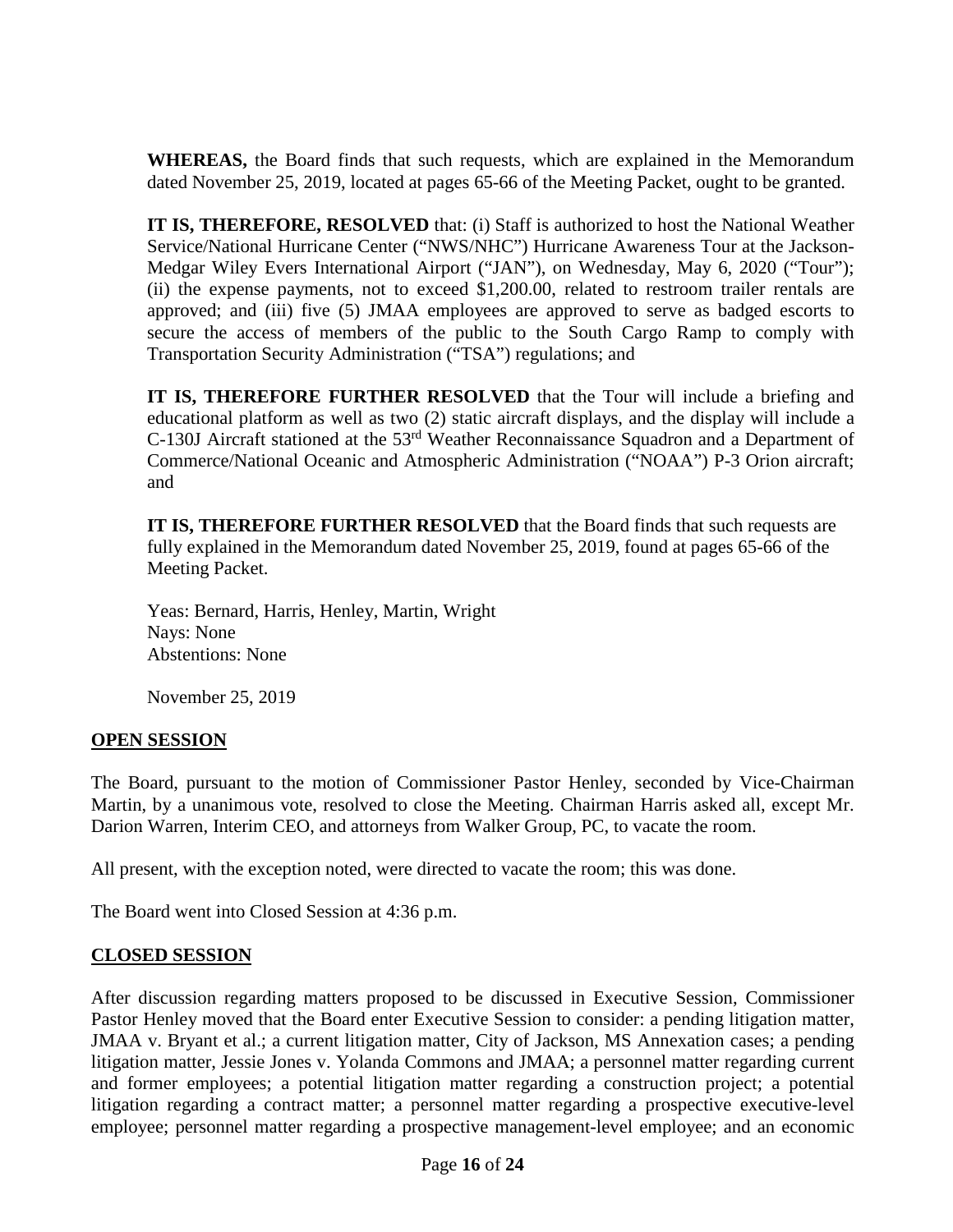**WHEREAS,** the Board finds that such requests, which are explained in the Memorandum dated November 25, 2019, located at pages 65-66 of the Meeting Packet, ought to be granted.

**IT IS, THEREFORE, RESOLVED** that: (i) Staff is authorized to host the National Weather Service/National Hurricane Center ("NWS/NHC") Hurricane Awareness Tour at the Jackson-Medgar Wiley Evers International Airport ("JAN"), on Wednesday, May 6, 2020 ("Tour"); (ii) the expense payments, not to exceed $1,200.00, related to restroom trailer rentals are approved; and (iii) five (5) JMAA employees are approved to serve as badged escorts to secure the access of members of the public to the South Cargo Ramp to comply with Transportation Security Administration ("TSA") regulations; and

**IT IS, THEREFORE FURTHER RESOLVED** that the Tour will include a briefing and educational platform as well as two (2) static aircraft displays, and the display will include a C-130J Aircraft stationed at the 53rd Weather Reconnaissance Squadron and a Department of Commerce/National Oceanic and Atmospheric Administration ("NOAA") P-3 Orion aircraft; and

**IT IS, THEREFORE FURTHER RESOLVED** that the Board finds that such requests are fully explained in the Memorandum dated November 25, 2019, found at pages 65-66 of the Meeting Packet.

Yeas: Bernard, Harris, Henley, Martin, Wright
Nays: None
Abstentions: None

November 25, 2019

## OPEN SESSION

The Board, pursuant to the motion of Commissioner Pastor Henley, seconded by Vice-Chairman Martin, by a unanimous vote, resolved to close the Meeting. Chairman Harris asked all, except Mr. Darion Warren, Interim CEO, and attorneys from Walker Group, PC, to vacate the room.

All present, with the exception noted, were directed to vacate the room; this was done.

The Board went into Closed Session at 4:36 p.m.

## CLOSED SESSION

After discussion regarding matters proposed to be discussed in Executive Session, Commissioner Pastor Henley moved that the Board enter Executive Session to consider: a pending litigation matter, JMAA v. Bryant et al.; a current litigation matter, City of Jackson, MS Annexation cases; a pending litigation matter, Jessie Jones v. Yolanda Commons and JMAA; a personnel matter regarding current and former employees; a potential litigation matter regarding a construction project; a potential litigation regarding a contract matter; a personnel matter regarding a prospective executive-level employee; personnel matter regarding a prospective management-level employee; and an economic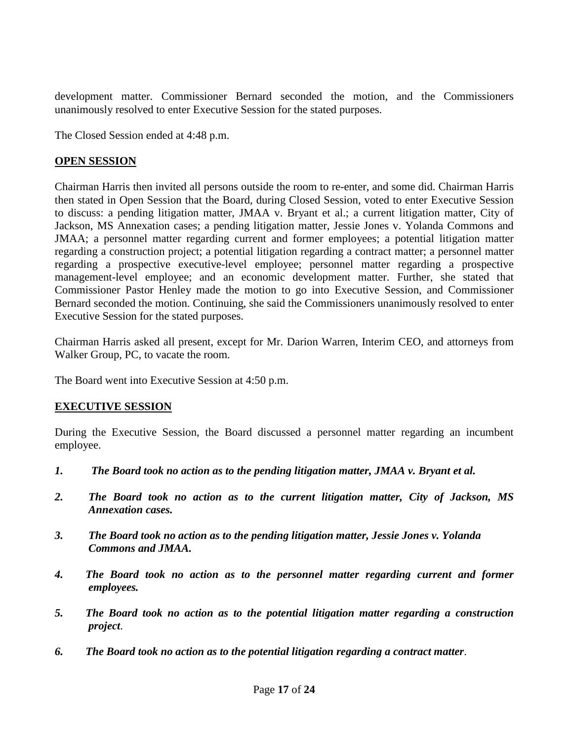development matter. Commissioner Bernard seconded the motion, and the Commissioners unanimously resolved to enter Executive Session for the stated purposes.

The Closed Session ended at 4:48 p.m.

## OPEN SESSION

Chairman Harris then invited all persons outside the room to re-enter, and some did. Chairman Harris then stated in Open Session that the Board, during Closed Session, voted to enter Executive Session to discuss: a pending litigation matter, JMAA v. Bryant et al.; a current litigation matter, City of Jackson, MS Annexation cases; a pending litigation matter, Jessie Jones v. Yolanda Commons and JMAA; a personnel matter regarding current and former employees; a potential litigation matter regarding a construction project; a potential litigation regarding a contract matter; a personnel matter regarding a prospective executive-level employee; personnel matter regarding a prospective management-level employee; and an economic development matter. Further, she stated that Commissioner Pastor Henley made the motion to go into Executive Session, and Commissioner Bernard seconded the motion. Continuing, she said the Commissioners unanimously resolved to enter Executive Session for the stated purposes.

Chairman Harris asked all present, except for Mr. Darion Warren, Interim CEO, and attorneys from Walker Group, PC, to vacate the room.

The Board went into Executive Session at 4:50 p.m.

## EXECUTIVE SESSION

During the Executive Session, the Board discussed a personnel matter regarding an incumbent employee.

1. ***The Board took no action as to the pending litigation matter, JMAA v. Bryant et al.***

2. ***The Board took no action as to the current litigation matter, City of Jackson, MS Annexation cases.***

3. ***The Board took no action as to the pending litigation matter, Jessie Jones v. Yolanda Commons and JMAA.***

4. ***The Board took no action as to the personnel matter regarding current and former employees.***

5. ***The Board took no action as to the potential litigation matter regarding a construction project.***

6. ***The Board took no action as to the potential litigation regarding a contract matter.***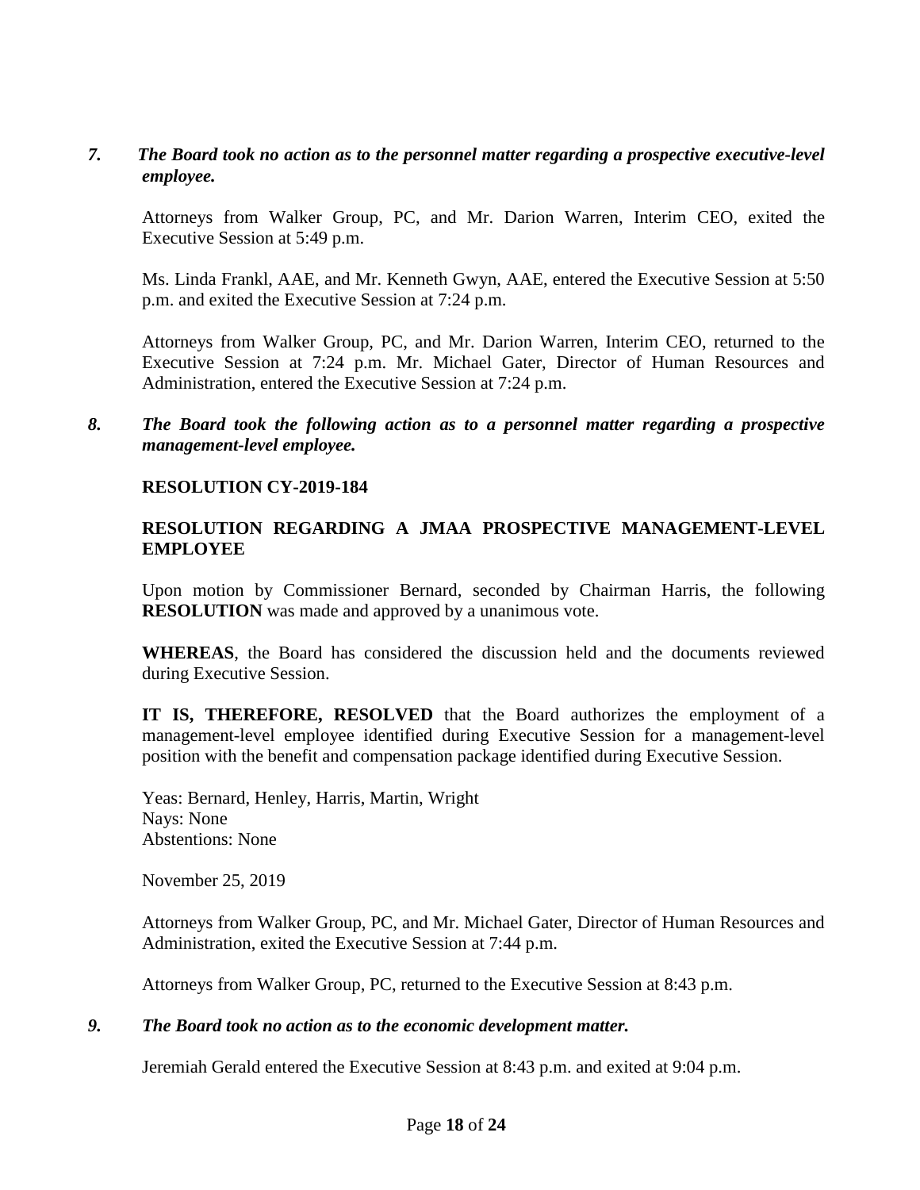*7. The Board took no action as to the personnel matter regarding a prospective executive-level employee.*

Attorneys from Walker Group, PC, and Mr. Darion Warren, Interim CEO, exited the Executive Session at 5:49 p.m.

Ms. Linda Frankl, AAE, and Mr. Kenneth Gwyn, AAE, entered the Executive Session at 5:50 p.m. and exited the Executive Session at 7:24 p.m.

Attorneys from Walker Group, PC, and Mr. Darion Warren, Interim CEO, returned to the Executive Session at 7:24 p.m. Mr. Michael Gater, Director of Human Resources and Administration, entered the Executive Session at 7:24 p.m.

*8. The Board took the following action as to a personnel matter regarding a prospective management-level employee.*

**RESOLUTION CY-2019-184**

**RESOLUTION REGARDING A JMAA PROSPECTIVE MANAGEMENT-LEVEL EMPLOYEE**

Upon motion by Commissioner Bernard, seconded by Chairman Harris, the following **RESOLUTION** was made and approved by a unanimous vote.

**WHEREAS**, the Board has considered the discussion held and the documents reviewed during Executive Session.

**IT IS, THEREFORE, RESOLVED** that the Board authorizes the employment of a management-level employee identified during Executive Session for a management-level position with the benefit and compensation package identified during Executive Session.

Yeas: Bernard, Henley, Harris, Martin, Wright
Nays: None
Abstentions: None

November 25, 2019

Attorneys from Walker Group, PC, and Mr. Michael Gater, Director of Human Resources and Administration, exited the Executive Session at 7:44 p.m.

Attorneys from Walker Group, PC, returned to the Executive Session at 8:43 p.m.

*9. The Board took no action as to the economic development matter.*

Jeremiah Gerald entered the Executive Session at 8:43 p.m. and exited at 9:04 p.m.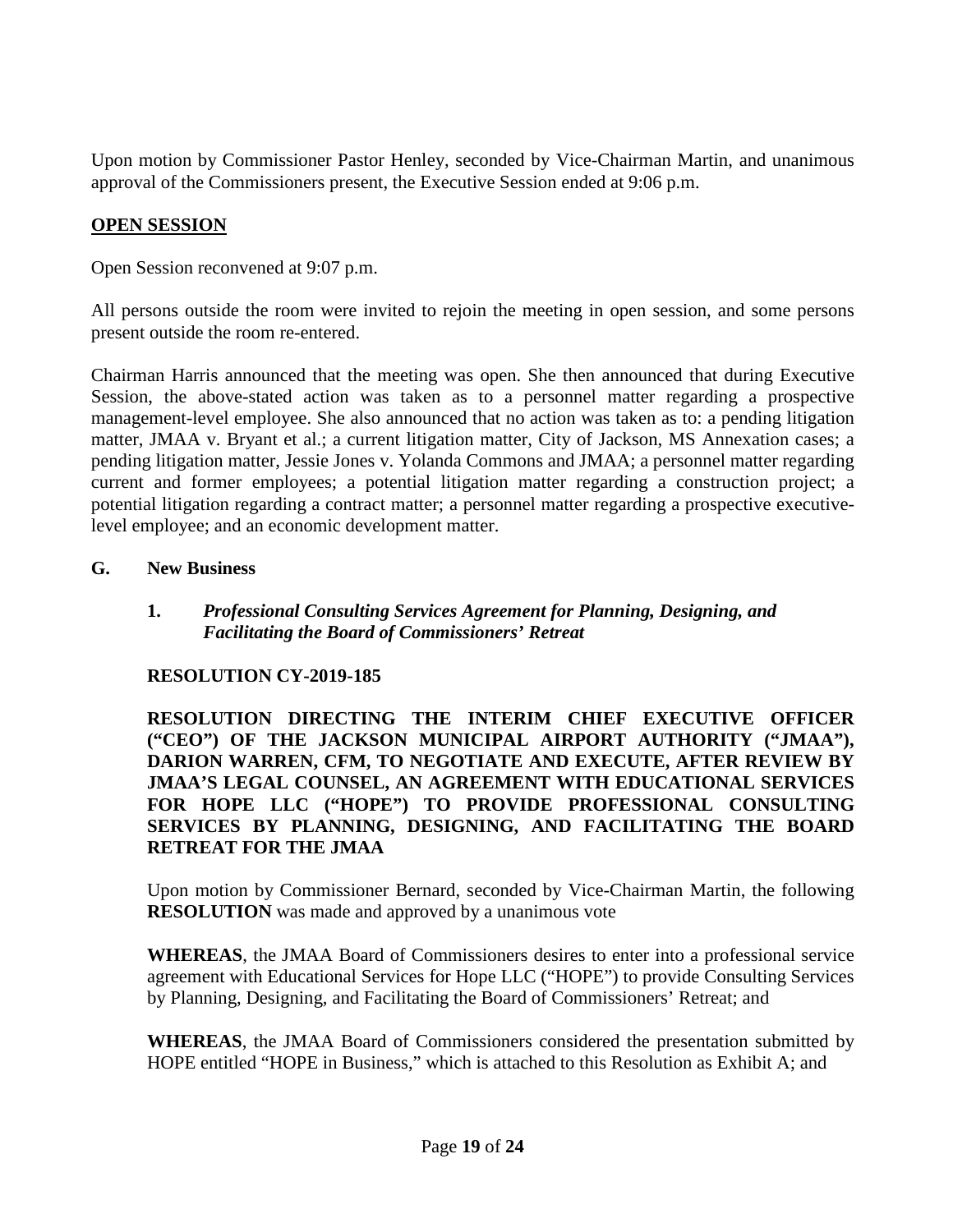Upon motion by Commissioner Pastor Henley, seconded by Vice-Chairman Martin, and unanimous approval of the Commissioners present, the Executive Session ended at 9:06 p.m.

## OPEN SESSION

Open Session reconvened at 9:07 p.m.

All persons outside the room were invited to rejoin the meeting in open session, and some persons present outside the room re-entered.

Chairman Harris announced that the meeting was open. She then announced that during Executive Session, the above-stated action was taken as to a personnel matter regarding a prospective management-level employee. She also announced that no action was taken as to: a pending litigation matter, JMAA v. Bryant et al.; a current litigation matter, City of Jackson, MS Annexation cases; a pending litigation matter, Jessie Jones v. Yolanda Commons and JMAA; a personnel matter regarding current and former employees; a potential litigation matter regarding a construction project; a potential litigation regarding a contract matter; a personnel matter regarding a prospective executive-level employee; and an economic development matter.

### G. New Business

**1.** ***Professional Consulting Services Agreement for Planning, Designing, and Facilitating the Board of Commissioners' Retreat***

**RESOLUTION CY-2019-185**

**RESOLUTION DIRECTING THE INTERIM CHIEF EXECUTIVE OFFICER ("CEO") OF THE JACKSON MUNICIPAL AIRPORT AUTHORITY ("JMAA"), DARION WARREN, CFM, TO NEGOTIATE AND EXECUTE, AFTER REVIEW BY JMAA'S LEGAL COUNSEL, AN AGREEMENT WITH EDUCATIONAL SERVICES FOR HOPE LLC ("HOPE") TO PROVIDE PROFESSIONAL CONSULTING SERVICES BY PLANNING, DESIGNING, AND FACILITATING THE BOARD RETREAT FOR THE JMAA**

Upon motion by Commissioner Bernard, seconded by Vice-Chairman Martin, the following **RESOLUTION** was made and approved by a unanimous vote

**WHEREAS**, the JMAA Board of Commissioners desires to enter into a professional service agreement with Educational Services for Hope LLC ("HOPE") to provide Consulting Services by Planning, Designing, and Facilitating the Board of Commissioners' Retreat; and

**WHEREAS**, the JMAA Board of Commissioners considered the presentation submitted by HOPE entitled "HOPE in Business," which is attached to this Resolution as Exhibit A; and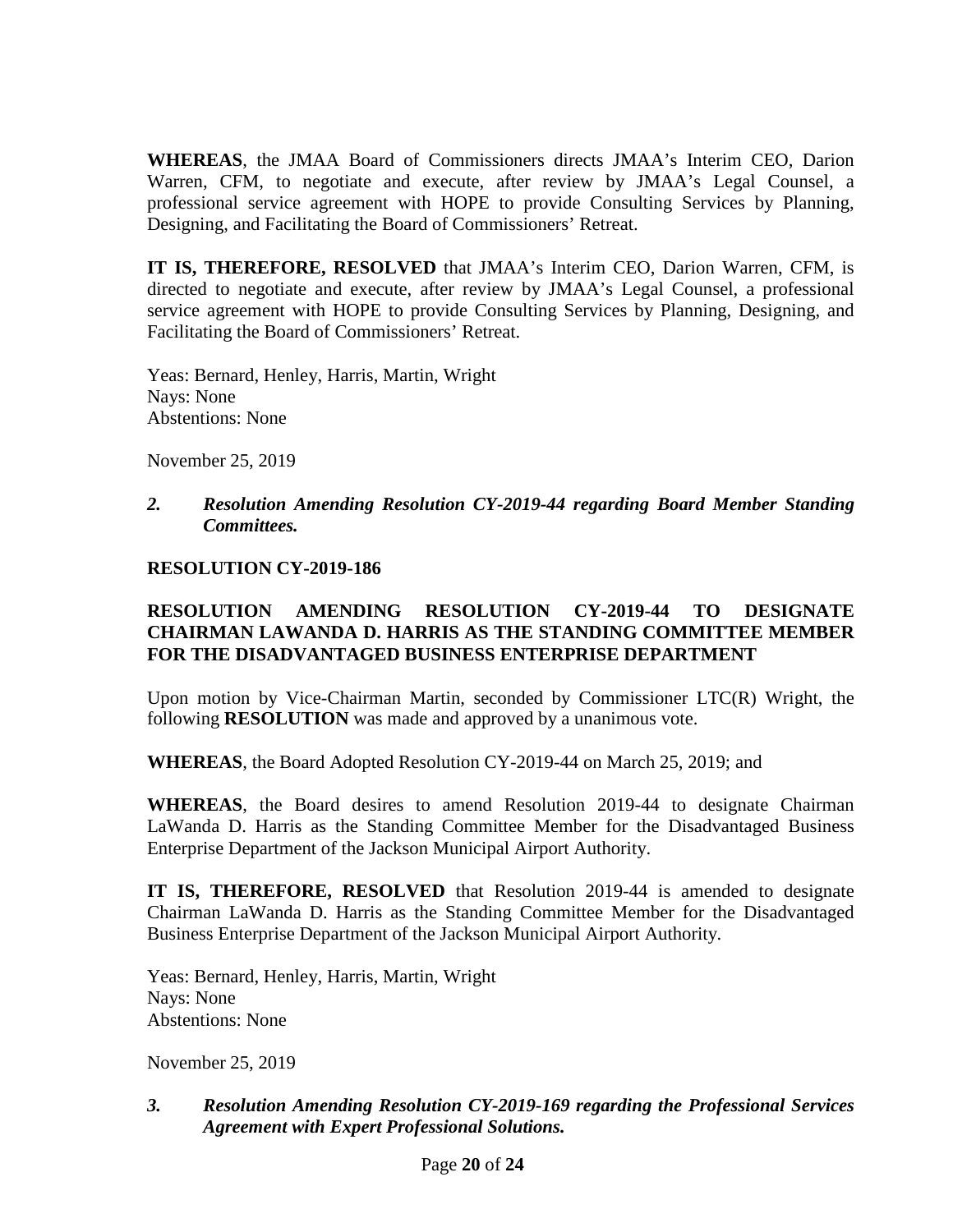**WHEREAS**, the JMAA Board of Commissioners directs JMAA's Interim CEO, Darion Warren, CFM, to negotiate and execute, after review by JMAA's Legal Counsel, a professional service agreement with HOPE to provide Consulting Services by Planning, Designing, and Facilitating the Board of Commissioners' Retreat.

**IT IS, THEREFORE, RESOLVED** that JMAA's Interim CEO, Darion Warren, CFM, is directed to negotiate and execute, after review by JMAA's Legal Counsel, a professional service agreement with HOPE to provide Consulting Services by Planning, Designing, and Facilitating the Board of Commissioners' Retreat.

Yeas: Bernard, Henley, Harris, Martin, Wright
Nays: None
Abstentions: None

November 25, 2019

***2. Resolution Amending Resolution CY-2019-44 regarding Board Member Standing Committees.***

**RESOLUTION CY-2019-186**

**RESOLUTION AMENDING RESOLUTION CY-2019-44 TO DESIGNATE CHAIRMAN LAWANDA D. HARRIS AS THE STANDING COMMITTEE MEMBER FOR THE DISADVANTAGED BUSINESS ENTERPRISE DEPARTMENT**

Upon motion by Vice-Chairman Martin, seconded by Commissioner LTC(R) Wright, the following **RESOLUTION** was made and approved by a unanimous vote.

**WHEREAS**, the Board Adopted Resolution CY-2019-44 on March 25, 2019; and

**WHEREAS**, the Board desires to amend Resolution 2019-44 to designate Chairman LaWanda D. Harris as the Standing Committee Member for the Disadvantaged Business Enterprise Department of the Jackson Municipal Airport Authority.

**IT IS, THEREFORE, RESOLVED** that Resolution 2019-44 is amended to designate Chairman LaWanda D. Harris as the Standing Committee Member for the Disadvantaged Business Enterprise Department of the Jackson Municipal Airport Authority.

Yeas: Bernard, Henley, Harris, Martin, Wright
Nays: None
Abstentions: None

November 25, 2019

***3. Resolution Amending Resolution CY-2019-169 regarding the Professional Services Agreement with Expert Professional Solutions.***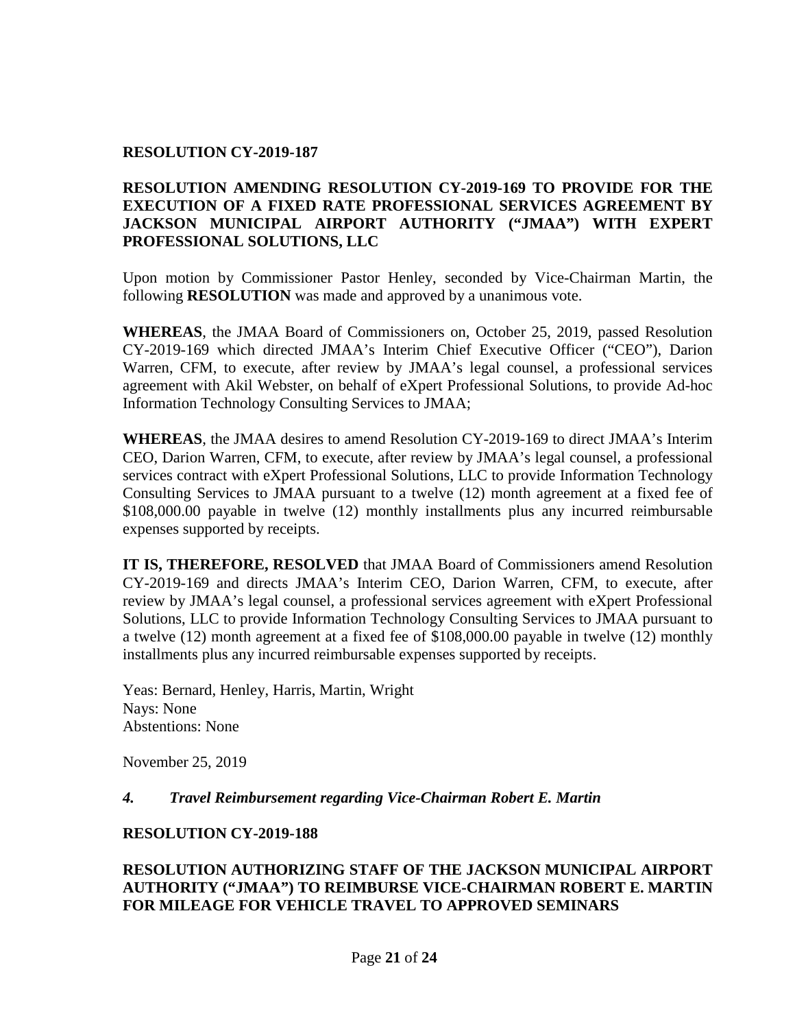**RESOLUTION CY-2019-187**

**RESOLUTION AMENDING RESOLUTION CY-2019-169 TO PROVIDE FOR THE EXECUTION OF A FIXED RATE PROFESSIONAL SERVICES AGREEMENT BY JACKSON MUNICIPAL AIRPORT AUTHORITY ("JMAA") WITH EXPERT PROFESSIONAL SOLUTIONS, LLC**

Upon motion by Commissioner Pastor Henley, seconded by Vice-Chairman Martin, the following **RESOLUTION** was made and approved by a unanimous vote.

**WHEREAS**, the JMAA Board of Commissioners on, October 25, 2019, passed Resolution CY-2019-169 which directed JMAA's Interim Chief Executive Officer ("CEO"), Darion Warren, CFM, to execute, after review by JMAA's legal counsel, a professional services agreement with Akil Webster, on behalf of eXpert Professional Solutions, to provide Ad-hoc Information Technology Consulting Services to JMAA;

**WHEREAS**, the JMAA desires to amend Resolution CY-2019-169 to direct JMAA's Interim CEO, Darion Warren, CFM, to execute, after review by JMAA's legal counsel, a professional services contract with eXpert Professional Solutions, LLC to provide Information Technology Consulting Services to JMAA pursuant to a twelve (12) month agreement at a fixed fee of $108,000.00 payable in twelve (12) monthly installments plus any incurred reimbursable expenses supported by receipts.

**IT IS, THEREFORE, RESOLVED** that JMAA Board of Commissioners amend Resolution CY-2019-169 and directs JMAA's Interim CEO, Darion Warren, CFM, to execute, after review by JMAA's legal counsel, a professional services agreement with eXpert Professional Solutions, LLC to provide Information Technology Consulting Services to JMAA pursuant to a twelve (12) month agreement at a fixed fee of $108,000.00 payable in twelve (12) monthly installments plus any incurred reimbursable expenses supported by receipts.

Yeas: Bernard, Henley, Harris, Martin, Wright
Nays: None
Abstentions: None

November 25, 2019

### *4. Travel Reimbursement regarding Vice-Chairman Robert E. Martin*

**RESOLUTION CY-2019-188**

**RESOLUTION AUTHORIZING STAFF OF THE JACKSON MUNICIPAL AIRPORT AUTHORITY ("JMAA") TO REIMBURSE VICE-CHAIRMAN ROBERT E. MARTIN FOR MILEAGE FOR VEHICLE TRAVEL TO APPROVED SEMINARS**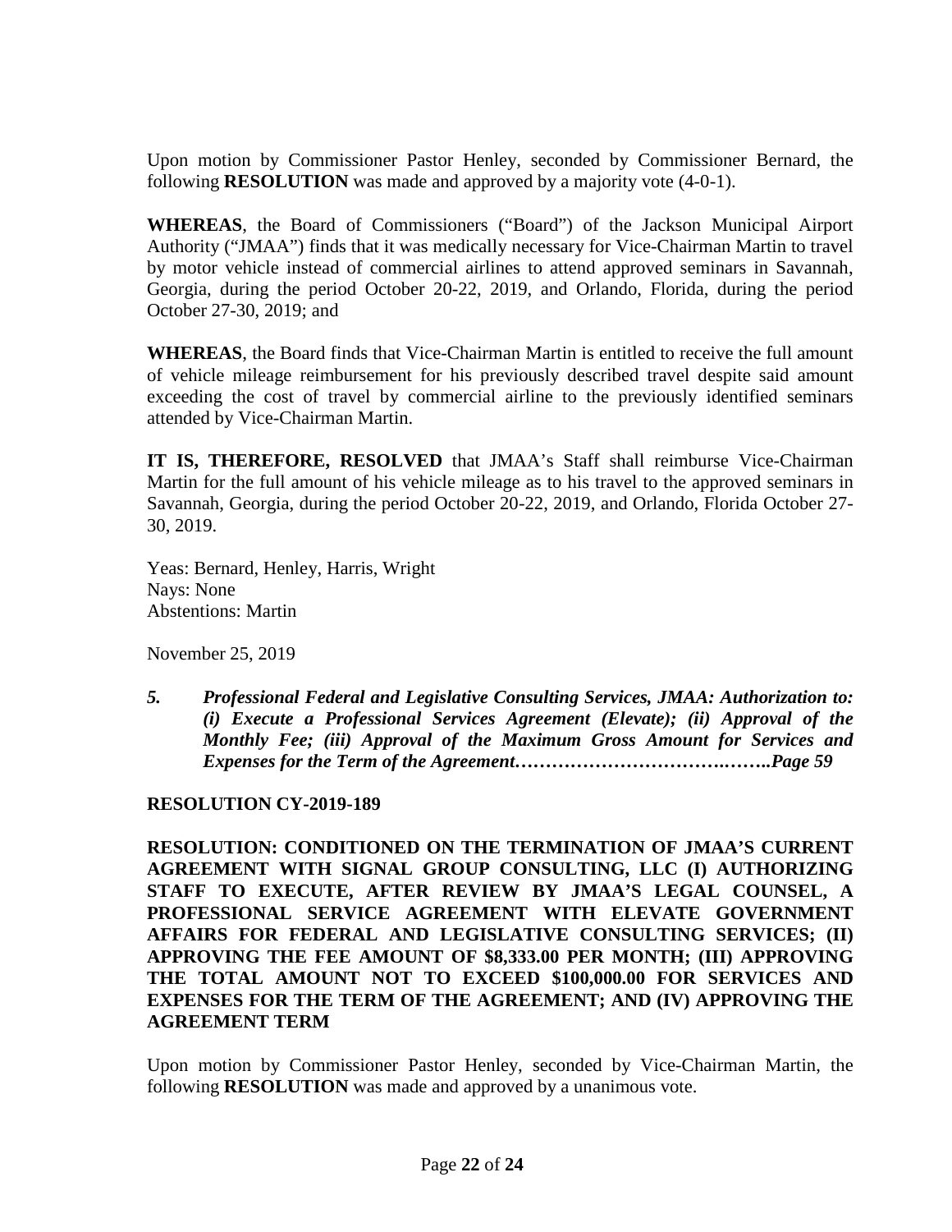Upon motion by Commissioner Pastor Henley, seconded by Commissioner Bernard, the following **RESOLUTION** was made and approved by a majority vote (4-0-1).

**WHEREAS**, the Board of Commissioners ("Board") of the Jackson Municipal Airport Authority ("JMAA") finds that it was medically necessary for Vice-Chairman Martin to travel by motor vehicle instead of commercial airlines to attend approved seminars in Savannah, Georgia, during the period October 20-22, 2019, and Orlando, Florida, during the period October 27-30, 2019; and

**WHEREAS**, the Board finds that Vice-Chairman Martin is entitled to receive the full amount of vehicle mileage reimbursement for his previously described travel despite said amount exceeding the cost of travel by commercial airline to the previously identified seminars attended by Vice-Chairman Martin.

**IT IS, THEREFORE, RESOLVED** that JMAA's Staff shall reimburse Vice-Chairman Martin for the full amount of his vehicle mileage as to his travel to the approved seminars in Savannah, Georgia, during the period October 20-22, 2019, and Orlando, Florida October 27-30, 2019.

Yeas: Bernard, Henley, Harris, Wright
Nays: None
Abstentions: Martin

November 25, 2019

*5. **Professional Federal and Legislative Consulting Services, JMAA: Authorization to: (i) Execute a Professional Services Agreement (Elevate); (ii) Approval of the Monthly Fee; (iii) Approval of the Maximum Gross Amount for Services and Expenses for the Term of the Agreement……………………………….……..Page 59***

**RESOLUTION CY-2019-189**

**RESOLUTION: CONDITIONED ON THE TERMINATION OF JMAA'S CURRENT AGREEMENT WITH SIGNAL GROUP CONSULTING, LLC (I) AUTHORIZING STAFF TO EXECUTE, AFTER REVIEW BY JMAA'S LEGAL COUNSEL, A PROFESSIONAL SERVICE AGREEMENT WITH ELEVATE GOVERNMENT AFFAIRS FOR FEDERAL AND LEGISLATIVE CONSULTING SERVICES; (II) APPROVING THE FEE AMOUNT OF $8,333.00 PER MONTH; (III) APPROVING THE TOTAL AMOUNT NOT TO EXCEED $100,000.00 FOR SERVICES AND EXPENSES FOR THE TERM OF THE AGREEMENT; AND (IV) APPROVING THE AGREEMENT TERM**

Upon motion by Commissioner Pastor Henley, seconded by Vice-Chairman Martin, the following **RESOLUTION** was made and approved by a unanimous vote.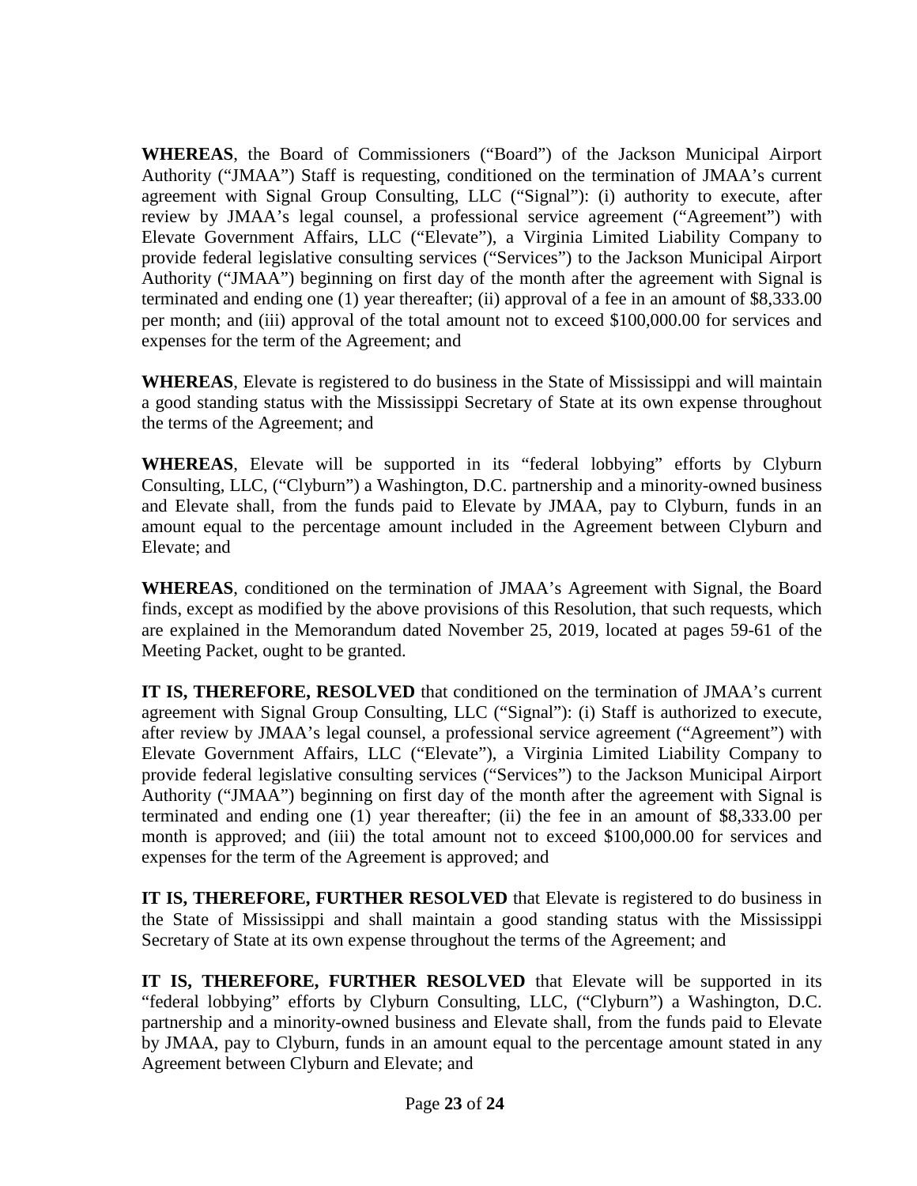**WHEREAS**, the Board of Commissioners ("Board") of the Jackson Municipal Airport Authority ("JMAA") Staff is requesting, conditioned on the termination of JMAA's current agreement with Signal Group Consulting, LLC ("Signal"): (i) authority to execute, after review by JMAA's legal counsel, a professional service agreement ("Agreement") with Elevate Government Affairs, LLC ("Elevate"), a Virginia Limited Liability Company to provide federal legislative consulting services ("Services") to the Jackson Municipal Airport Authority ("JMAA") beginning on first day of the month after the agreement with Signal is terminated and ending one (1) year thereafter; (ii) approval of a fee in an amount of $8,333.00 per month; and (iii) approval of the total amount not to exceed $100,000.00 for services and expenses for the term of the Agreement; and

**WHEREAS**, Elevate is registered to do business in the State of Mississippi and will maintain a good standing status with the Mississippi Secretary of State at its own expense throughout the terms of the Agreement; and

**WHEREAS**, Elevate will be supported in its "federal lobbying" efforts by Clyburn Consulting, LLC, ("Clyburn") a Washington, D.C. partnership and a minority-owned business and Elevate shall, from the funds paid to Elevate by JMAA, pay to Clyburn, funds in an amount equal to the percentage amount included in the Agreement between Clyburn and Elevate; and

**WHEREAS**, conditioned on the termination of JMAA's Agreement with Signal, the Board finds, except as modified by the above provisions of this Resolution, that such requests, which are explained in the Memorandum dated November 25, 2019, located at pages 59-61 of the Meeting Packet, ought to be granted.

**IT IS, THEREFORE, RESOLVED** that conditioned on the termination of JMAA's current agreement with Signal Group Consulting, LLC ("Signal"): (i) Staff is authorized to execute, after review by JMAA's legal counsel, a professional service agreement ("Agreement") with Elevate Government Affairs, LLC ("Elevate"), a Virginia Limited Liability Company to provide federal legislative consulting services ("Services") to the Jackson Municipal Airport Authority ("JMAA") beginning on first day of the month after the agreement with Signal is terminated and ending one (1) year thereafter; (ii) the fee in an amount of $8,333.00 per month is approved; and (iii) the total amount not to exceed $100,000.00 for services and expenses for the term of the Agreement is approved; and

**IT IS, THEREFORE, FURTHER RESOLVED** that Elevate is registered to do business in the State of Mississippi and shall maintain a good standing status with the Mississippi Secretary of State at its own expense throughout the terms of the Agreement; and

**IT IS, THEREFORE, FURTHER RESOLVED** that Elevate will be supported in its "federal lobbying" efforts by Clyburn Consulting, LLC, ("Clyburn") a Washington, D.C. partnership and a minority-owned business and Elevate shall, from the funds paid to Elevate by JMAA, pay to Clyburn, funds in an amount equal to the percentage amount stated in any Agreement between Clyburn and Elevate; and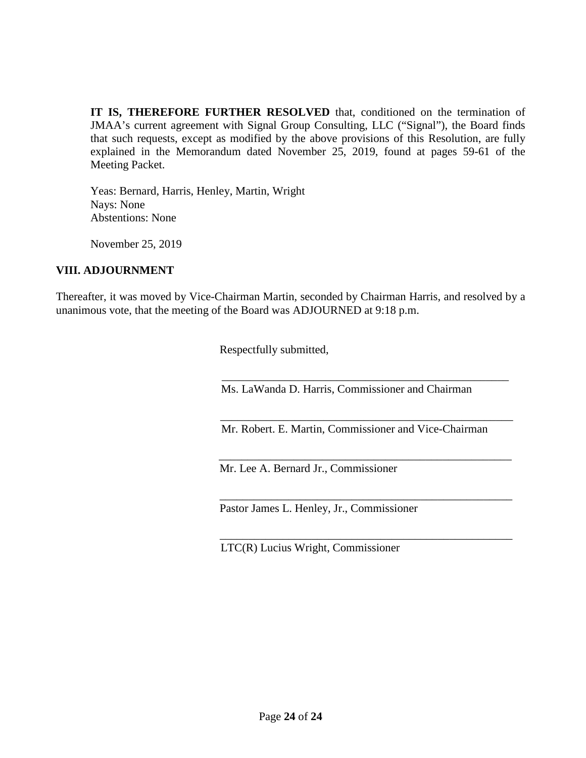**IT IS, THEREFORE FURTHER RESOLVED** that, conditioned on the termination of JMAA's current agreement with Signal Group Consulting, LLC ("Signal"), the Board finds that such requests, except as modified by the above provisions of this Resolution, are fully explained in the Memorandum dated November 25, 2019, found at pages 59-61 of the Meeting Packet.

Yeas: Bernard, Harris, Henley, Martin, Wright
Nays: None
Abstentions: None

November 25, 2019

## VIII. ADJOURNMENT

Thereafter, it was moved by Vice-Chairman Martin, seconded by Chairman Harris, and resolved by a unanimous vote, that the meeting of the Board was ADJOURNED at 9:18 p.m.

Respectfully submitted,

\_\_\_\_\_\_\_\_\_\_\_\_\_\_\_\_\_\_\_\_\_\_\_\_\_\_\_\_\_\_\_\_\_\_\_\_\_\_\_\_\_\_\_\_\_\_\_\_
Ms. LaWanda D. Harris, Commissioner and Chairman

\_\_\_\_\_\_\_\_\_\_\_\_\_\_\_\_\_\_\_\_\_\_\_\_\_\_\_\_\_\_\_\_\_\_\_\_\_\_\_\_\_\_\_\_\_\_\_\_
Mr. Robert. E. Martin, Commissioner and Vice-Chairman

\_\_\_\_\_\_\_\_\_\_\_\_\_\_\_\_\_\_\_\_\_\_\_\_\_\_\_\_\_\_\_\_\_\_\_\_\_\_\_\_\_\_\_\_\_\_\_\_
Mr. Lee A. Bernard Jr., Commissioner

\_\_\_\_\_\_\_\_\_\_\_\_\_\_\_\_\_\_\_\_\_\_\_\_\_\_\_\_\_\_\_\_\_\_\_\_\_\_\_\_\_\_\_\_\_\_\_\_
Pastor James L. Henley, Jr., Commissioner

\_\_\_\_\_\_\_\_\_\_\_\_\_\_\_\_\_\_\_\_\_\_\_\_\_\_\_\_\_\_\_\_\_\_\_\_\_\_\_\_\_\_\_\_\_\_\_\_
LTC(R) Lucius Wright, Commissioner